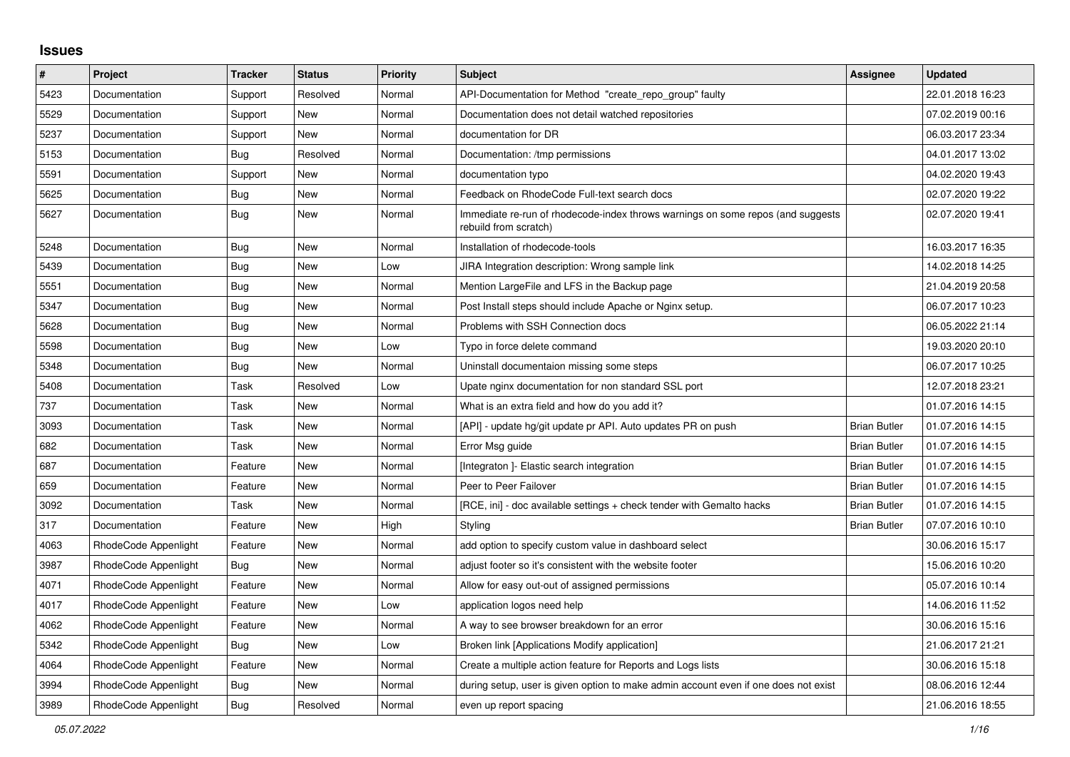# Issues

| # | Project | Tracker | Status | Priority | Subject | Assignee | Updated |
|---|---|---|---|---|---|---|---|
| 5423 | Documentation | Support | Resolved | Normal | API-Documentation for Method "create_repo_group" faulty | | 22.01.2018 16:23 |
| 5529 | Documentation | Support | New | Normal | Documentation does not detail watched repositories | | 07.02.2019 00:16 |
| 5237 | Documentation | Support | New | Normal | documentation for DR | | 06.03.2017 23:34 |
| 5153 | Documentation | Bug | Resolved | Normal | Documentation: /tmp permissions | | 04.01.2017 13:02 |
| 5591 | Documentation | Support | New | Normal | documentation typo | | 04.02.2020 19:43 |
| 5625 | Documentation | Bug | New | Normal | Feedback on RhodeCode Full-text search docs | | 02.07.2020 19:22 |
| 5627 | Documentation | Bug | New | Normal | Immediate re-run of rhodecode-index throws warnings on some repos (and suggests rebuild from scratch) | | 02.07.2020 19:41 |
| 5248 | Documentation | Bug | New | Normal | Installation of rhodecode-tools | | 16.03.2017 16:35 |
| 5439 | Documentation | Bug | New | Low | JIRA Integration description: Wrong sample link | | 14.02.2018 14:25 |
| 5551 | Documentation | Bug | New | Normal | Mention LargeFile and LFS in the Backup page | | 21.04.2019 20:58 |
| 5347 | Documentation | Bug | New | Normal | Post Install steps should include Apache or Nginx setup. | | 06.07.2017 10:23 |
| 5628 | Documentation | Bug | New | Normal | Problems with SSH Connection docs | | 06.05.2022 21:14 |
| 5598 | Documentation | Bug | New | Low | Typo in force delete command | | 19.03.2020 20:10 |
| 5348 | Documentation | Bug | New | Normal | Uninstall documentaion missing some steps | | 06.07.2017 10:25 |
| 5408 | Documentation | Task | Resolved | Low | Upate nginx documentation for non standard SSL port | | 12.07.2018 23:21 |
| 737 | Documentation | Task | New | Normal | What is an extra field and how do you add it? | | 01.07.2016 14:15 |
| 3093 | Documentation | Task | New | Normal | [API] - update hg/git update pr API. Auto updates PR on push | Brian Butler | 01.07.2016 14:15 |
| 682 | Documentation | Task | New | Normal | Error Msg guide | Brian Butler | 01.07.2016 14:15 |
| 687 | Documentation | Feature | New | Normal | [Integraton ]- Elastic search integration | Brian Butler | 01.07.2016 14:15 |
| 659 | Documentation | Feature | New | Normal | Peer to Peer Failover | Brian Butler | 01.07.2016 14:15 |
| 3092 | Documentation | Task | New | Normal | [RCE, ini] - doc available settings + check tender with Gemalto hacks | Brian Butler | 01.07.2016 14:15 |
| 317 | Documentation | Feature | New | High | Styling | Brian Butler | 07.07.2016 10:10 |
| 4063 | RhodeCode Appenlight | Feature | New | Normal | add option to specify custom value in dashboard select | | 30.06.2016 15:17 |
| 3987 | RhodeCode Appenlight | Bug | New | Normal | adjust footer so it's consistent with the website footer | | 15.06.2016 10:20 |
| 4071 | RhodeCode Appenlight | Feature | New | Normal | Allow for easy out-out of assigned permissions | | 05.07.2016 10:14 |
| 4017 | RhodeCode Appenlight | Feature | New | Low | application logos need help | | 14.06.2016 11:52 |
| 4062 | RhodeCode Appenlight | Feature | New | Normal | A way to see browser breakdown for an error | | 30.06.2016 15:16 |
| 5342 | RhodeCode Appenlight | Bug | New | Low | Broken link [Applications Modify application] | | 21.06.2017 21:21 |
| 4064 | RhodeCode Appenlight | Feature | New | Normal | Create a multiple action feature for Reports and Logs lists | | 30.06.2016 15:18 |
| 3994 | RhodeCode Appenlight | Bug | New | Normal | during setup, user is given option to make admin account even if one does not exist | | 08.06.2016 12:44 |
| 3989 | RhodeCode Appenlight | Bug | Resolved | Normal | even up report spacing | | 21.06.2016 18:55 |

*05.07.2022*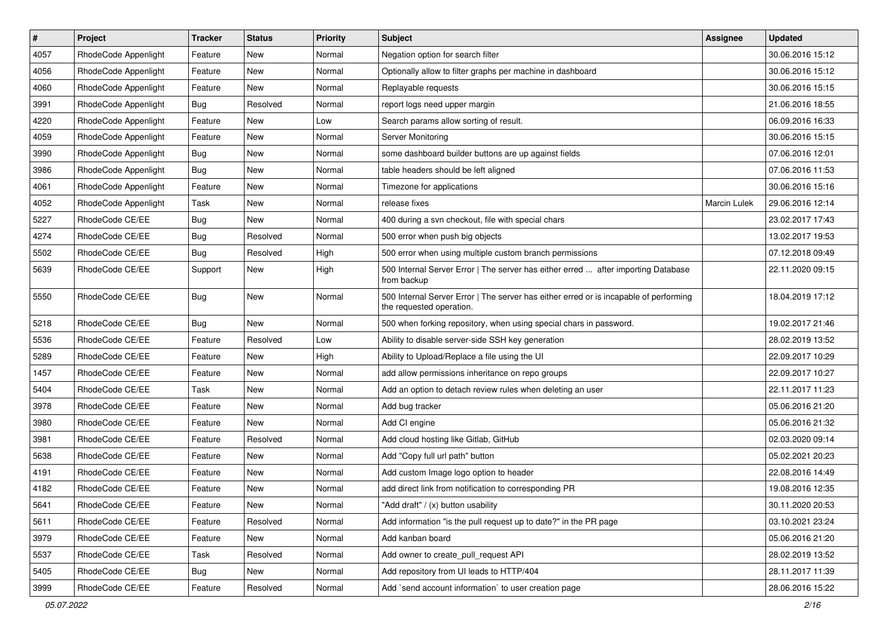| # | Project | Tracker | Status | Priority | Subject | Assignee | Updated |
|---|---|---|---|---|---|---|---|
| 4057 | RhodeCode Appenlight | Feature | New | Normal | Negation option for search filter | | 30.06.2016 15:12 |
| 4056 | RhodeCode Appenlight | Feature | New | Normal | Optionally allow to filter graphs per machine in dashboard | | 30.06.2016 15:12 |
| 4060 | RhodeCode Appenlight | Feature | New | Normal | Replayable requests | | 30.06.2016 15:15 |
| 3991 | RhodeCode Appenlight | Bug | Resolved | Normal | report logs need upper margin | | 21.06.2016 18:55 |
| 4220 | RhodeCode Appenlight | Feature | New | Low | Search params allow sorting of result. | | 06.09.2016 16:33 |
| 4059 | RhodeCode Appenlight | Feature | New | Normal | Server Monitoring | | 30.06.2016 15:15 |
| 3990 | RhodeCode Appenlight | Bug | New | Normal | some dashboard builder buttons are up against fields | | 07.06.2016 12:01 |
| 3986 | RhodeCode Appenlight | Bug | New | Normal | table headers should be left aligned | | 07.06.2016 11:53 |
| 4061 | RhodeCode Appenlight | Feature | New | Normal | Timezone for applications | | 30.06.2016 15:16 |
| 4052 | RhodeCode Appenlight | Task | New | Normal | release fixes | Marcin Lulek | 29.06.2016 12:14 |
| 5227 | RhodeCode CE/EE | Bug | New | Normal | 400 during a svn checkout, file with special chars | | 23.02.2017 17:43 |
| 4274 | RhodeCode CE/EE | Bug | Resolved | Normal | 500 error when push big objects | | 13.02.2017 19:53 |
| 5502 | RhodeCode CE/EE | Bug | Resolved | High | 500 error when using multiple custom branch permissions | | 07.12.2018 09:49 |
| 5639 | RhodeCode CE/EE | Support | New | High | 500 Internal Server Error \| The server has either erred ... after importing Database from backup | | 22.11.2020 09:15 |
| 5550 | RhodeCode CE/EE | Bug | New | Normal | 500 Internal Server Error \| The server has either erred or is incapable of performing the requested operation. | | 18.04.2019 17:12 |
| 5218 | RhodeCode CE/EE | Bug | New | Normal | 500 when forking repository, when using special chars in password. | | 19.02.2017 21:46 |
| 5536 | RhodeCode CE/EE | Feature | Resolved | Low | Ability to disable server-side SSH key generation | | 28.02.2019 13:52 |
| 5289 | RhodeCode CE/EE | Feature | New | High | Ability to Upload/Replace a file using the UI | | 22.09.2017 10:29 |
| 1457 | RhodeCode CE/EE | Feature | New | Normal | add allow permissions inheritance on repo groups | | 22.09.2017 10:27 |
| 5404 | RhodeCode CE/EE | Task | New | Normal | Add an option to detach review rules when deleting an user | | 22.11.2017 11:23 |
| 3978 | RhodeCode CE/EE | Feature | New | Normal | Add bug tracker | | 05.06.2016 21:20 |
| 3980 | RhodeCode CE/EE | Feature | New | Normal | Add CI engine | | 05.06.2016 21:32 |
| 3981 | RhodeCode CE/EE | Feature | Resolved | Normal | Add cloud hosting like Gitlab, GitHub | | 02.03.2020 09:14 |
| 5638 | RhodeCode CE/EE | Feature | New | Normal | Add "Copy full url path" button | | 05.02.2021 20:23 |
| 4191 | RhodeCode CE/EE | Feature | New | Normal | Add custom Image logo option to header | | 22.08.2016 14:49 |
| 4182 | RhodeCode CE/EE | Feature | New | Normal | add direct link from notification to corresponding PR | | 19.08.2016 12:35 |
| 5641 | RhodeCode CE/EE | Feature | New | Normal | "Add draft" / (x) button usability | | 30.11.2020 20:53 |
| 5611 | RhodeCode CE/EE | Feature | Resolved | Normal | Add information "is the pull request up to date?" in the PR page | | 03.10.2021 23:24 |
| 3979 | RhodeCode CE/EE | Feature | New | Normal | Add kanban board | | 05.06.2016 21:20 |
| 5537 | RhodeCode CE/EE | Task | Resolved | Normal | Add owner to create_pull_request API | | 28.02.2019 13:52 |
| 5405 | RhodeCode CE/EE | Bug | New | Normal | Add repository from UI leads to HTTP/404 | | 28.11.2017 11:39 |
| 3999 | RhodeCode CE/EE | Feature | Resolved | Normal | Add `send account information` to user creation page | | 28.06.2016 15:22 |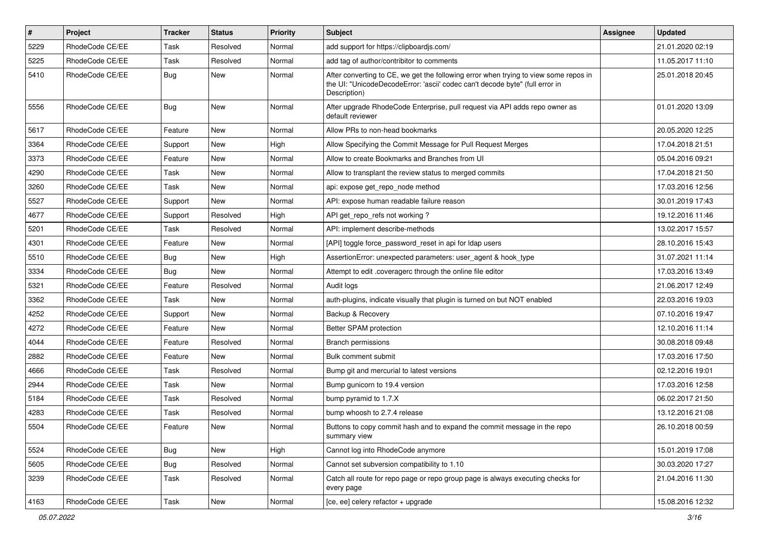| # | Project | Tracker | Status | Priority | Subject | Assignee | Updated |
|---|---|---|---|---|---|---|---|
| 5229 | RhodeCode CE/EE | Task | Resolved | Normal | add support for https://clipboardjs.com/ | | 21.01.2020 02:19 |
| 5225 | RhodeCode CE/EE | Task | Resolved | Normal | add tag of author/contribitor to comments | | 11.05.2017 11:10 |
| 5410 | RhodeCode CE/EE | Bug | New | Normal | After converting to CE, we get the following error when trying to view some repos in the UI: "UnicodeDecodeError: 'ascii' codec can't decode byte" (full error in Description) | | 25.01.2018 20:45 |
| 5556 | RhodeCode CE/EE | Bug | New | Normal | After upgrade RhodeCode Enterprise, pull request via API adds repo owner as default reviewer | | 01.01.2020 13:09 |
| 5617 | RhodeCode CE/EE | Feature | New | Normal | Allow PRs to non-head bookmarks | | 20.05.2020 12:25 |
| 3364 | RhodeCode CE/EE | Support | New | High | Allow Specifying the Commit Message for Pull Request Merges | | 17.04.2018 21:51 |
| 3373 | RhodeCode CE/EE | Feature | New | Normal | Allow to create Bookmarks and Branches from UI | | 05.04.2016 09:21 |
| 4290 | RhodeCode CE/EE | Task | New | Normal | Allow to transplant the review status to merged commits | | 17.04.2018 21:50 |
| 3260 | RhodeCode CE/EE | Task | New | Normal | api: expose get_repo_node method | | 17.03.2016 12:56 |
| 5527 | RhodeCode CE/EE | Support | New | Normal | API: expose human readable failure reason | | 30.01.2019 17:43 |
| 4677 | RhodeCode CE/EE | Support | Resolved | High | API get_repo_refs not working ? | | 19.12.2016 11:46 |
| 5201 | RhodeCode CE/EE | Task | Resolved | Normal | API: implement describe-methods | | 13.02.2017 15:57 |
| 4301 | RhodeCode CE/EE | Feature | New | Normal | [API] toggle force_password_reset in api for ldap users | | 28.10.2016 15:43 |
| 5510 | RhodeCode CE/EE | Bug | New | High | AssertionError: unexpected parameters: user_agent & hook_type | | 31.07.2021 11:14 |
| 3334 | RhodeCode CE/EE | Bug | New | Normal | Attempt to edit .coveragerc through the online file editor | | 17.03.2016 13:49 |
| 5321 | RhodeCode CE/EE | Feature | Resolved | Normal | Audit logs | | 21.06.2017 12:49 |
| 3362 | RhodeCode CE/EE | Task | New | Normal | auth-plugins, indicate visually that plugin is turned on but NOT enabled | | 22.03.2016 19:03 |
| 4252 | RhodeCode CE/EE | Support | New | Normal | Backup & Recovery | | 07.10.2016 19:47 |
| 4272 | RhodeCode CE/EE | Feature | New | Normal | Better SPAM protection | | 12.10.2016 11:14 |
| 4044 | RhodeCode CE/EE | Feature | Resolved | Normal | Branch permissions | | 30.08.2018 09:48 |
| 2882 | RhodeCode CE/EE | Feature | New | Normal | Bulk comment submit | | 17.03.2016 17:50 |
| 4666 | RhodeCode CE/EE | Task | Resolved | Normal | Bump git and mercurial to latest versions | | 02.12.2016 19:01 |
| 2944 | RhodeCode CE/EE | Task | New | Normal | Bump gunicorn to 19.4 version | | 17.03.2016 12:58 |
| 5184 | RhodeCode CE/EE | Task | Resolved | Normal | bump pyramid to 1.7.X | | 06.02.2017 21:50 |
| 4283 | RhodeCode CE/EE | Task | Resolved | Normal | bump whoosh to 2.7.4 release | | 13.12.2016 21:08 |
| 5504 | RhodeCode CE/EE | Feature | New | Normal | Buttons to copy commit hash and to expand the commit message in the repo summary view | | 26.10.2018 00:59 |
| 5524 | RhodeCode CE/EE | Bug | New | High | Cannot log into RhodeCode anymore | | 15.01.2019 17:08 |
| 5605 | RhodeCode CE/EE | Bug | Resolved | Normal | Cannot set subversion compatibility to 1.10 | | 30.03.2020 17:27 |
| 3239 | RhodeCode CE/EE | Task | Resolved | Normal | Catch all route for repo page or repo group page is always executing checks for every page | | 21.04.2016 11:30 |
| 4163 | RhodeCode CE/EE | Task | New | Normal | [ce, ee] celery refactor + upgrade | | 15.08.2016 12:32 |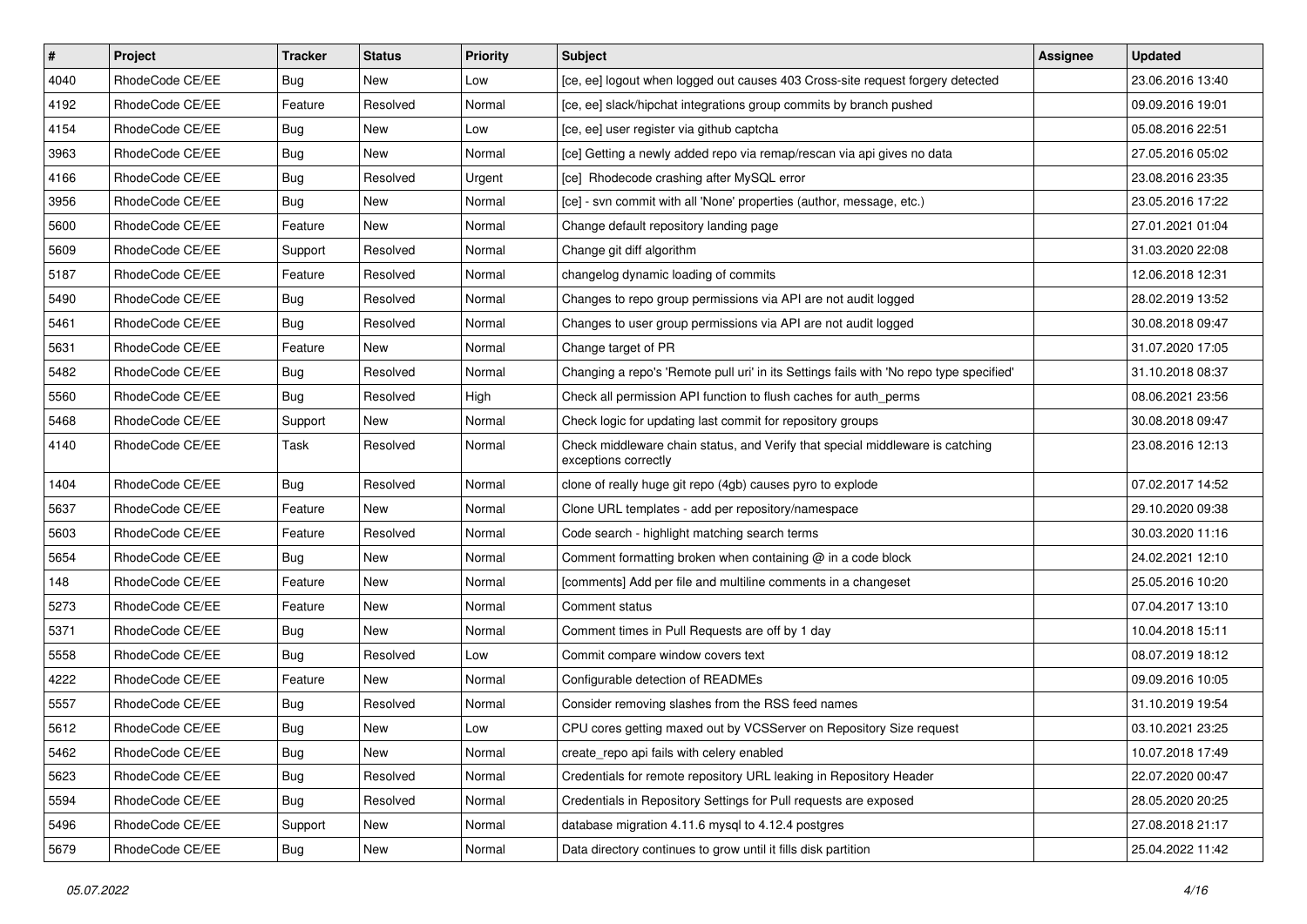| # | Project | Tracker | Status | Priority | Subject | Assignee | Updated |
| --- | --- | --- | --- | --- | --- | --- | --- |
| 4040 | RhodeCode CE/EE | Bug | New | Low | [ce, ee] logout when logged out causes 403 Cross-site request forgery detected | | 23.06.2016 13:40 |
| 4192 | RhodeCode CE/EE | Feature | Resolved | Normal | [ce, ee] slack/hipchat integrations group commits by branch pushed | | 09.09.2016 19:01 |
| 4154 | RhodeCode CE/EE | Bug | New | Low | [ce, ee] user register via github captcha | | 05.08.2016 22:51 |
| 3963 | RhodeCode CE/EE | Bug | New | Normal | [ce] Getting a newly added repo via remap/rescan via api gives no data | | 27.05.2016 05:02 |
| 4166 | RhodeCode CE/EE | Bug | Resolved | Urgent | [ce] Rhodecode crashing after MySQL error | | 23.08.2016 23:35 |
| 3956 | RhodeCode CE/EE | Bug | New | Normal | [ce] - svn commit with all 'None' properties (author, message, etc.) | | 23.05.2016 17:22 |
| 5600 | RhodeCode CE/EE | Feature | New | Normal | Change default repository landing page | | 27.01.2021 01:04 |
| 5609 | RhodeCode CE/EE | Support | Resolved | Normal | Change git diff algorithm | | 31.03.2020 22:08 |
| 5187 | RhodeCode CE/EE | Feature | Resolved | Normal | changelog dynamic loading of commits | | 12.06.2018 12:31 |
| 5490 | RhodeCode CE/EE | Bug | Resolved | Normal | Changes to repo group permissions via API are not audit logged | | 28.02.2019 13:52 |
| 5461 | RhodeCode CE/EE | Bug | Resolved | Normal | Changes to user group permissions via API are not audit logged | | 30.08.2018 09:47 |
| 5631 | RhodeCode CE/EE | Feature | New | Normal | Change target of PR | | 31.07.2020 17:05 |
| 5482 | RhodeCode CE/EE | Bug | Resolved | Normal | Changing a repo's 'Remote pull uri' in its Settings fails with 'No repo type specified' | | 31.10.2018 08:37 |
| 5560 | RhodeCode CE/EE | Bug | Resolved | High | Check all permission API function to flush caches for auth_perms | | 08.06.2021 23:56 |
| 5468 | RhodeCode CE/EE | Support | New | Normal | Check logic for updating last commit for repository groups | | 30.08.2018 09:47 |
| 4140 | RhodeCode CE/EE | Task | Resolved | Normal | Check middleware chain status, and Verify that special middleware is catching exceptions correctly | | 23.08.2016 12:13 |
| 1404 | RhodeCode CE/EE | Bug | Resolved | Normal | clone of really huge git repo (4gb) causes pyro to explode | | 07.02.2017 14:52 |
| 5637 | RhodeCode CE/EE | Feature | New | Normal | Clone URL templates - add per repository/namespace | | 29.10.2020 09:38 |
| 5603 | RhodeCode CE/EE | Feature | Resolved | Normal | Code search - highlight matching search terms | | 30.03.2020 11:16 |
| 5654 | RhodeCode CE/EE | Bug | New | Normal | Comment formatting broken when containing @ in a code block | | 24.02.2021 12:10 |
| 148 | RhodeCode CE/EE | Feature | New | Normal | [comments] Add per file and multiline comments in a changeset | | 25.05.2016 10:20 |
| 5273 | RhodeCode CE/EE | Feature | New | Normal | Comment status | | 07.04.2017 13:10 |
| 5371 | RhodeCode CE/EE | Bug | New | Normal | Comment times in Pull Requests are off by 1 day | | 10.04.2018 15:11 |
| 5558 | RhodeCode CE/EE | Bug | Resolved | Low | Commit compare window covers text | | 08.07.2019 18:12 |
| 4222 | RhodeCode CE/EE | Feature | New | Normal | Configurable detection of READMEs | | 09.09.2016 10:05 |
| 5557 | RhodeCode CE/EE | Bug | Resolved | Normal | Consider removing slashes from the RSS feed names | | 31.10.2019 19:54 |
| 5612 | RhodeCode CE/EE | Bug | New | Low | CPU cores getting maxed out by VCSServer on Repository Size request | | 03.10.2021 23:25 |
| 5462 | RhodeCode CE/EE | Bug | New | Normal | create_repo api fails with celery enabled | | 10.07.2018 17:49 |
| 5623 | RhodeCode CE/EE | Bug | Resolved | Normal | Credentials for remote repository URL leaking in Repository Header | | 22.07.2020 00:47 |
| 5594 | RhodeCode CE/EE | Bug | Resolved | Normal | Credentials in Repository Settings for Pull requests are exposed | | 28.05.2020 20:25 |
| 5496 | RhodeCode CE/EE | Support | New | Normal | database migration 4.11.6 mysql to 4.12.4 postgres | | 27.08.2018 21:17 |
| 5679 | RhodeCode CE/EE | Bug | New | Normal | Data directory continues to grow until it fills disk partition | | 25.04.2022 11:42 |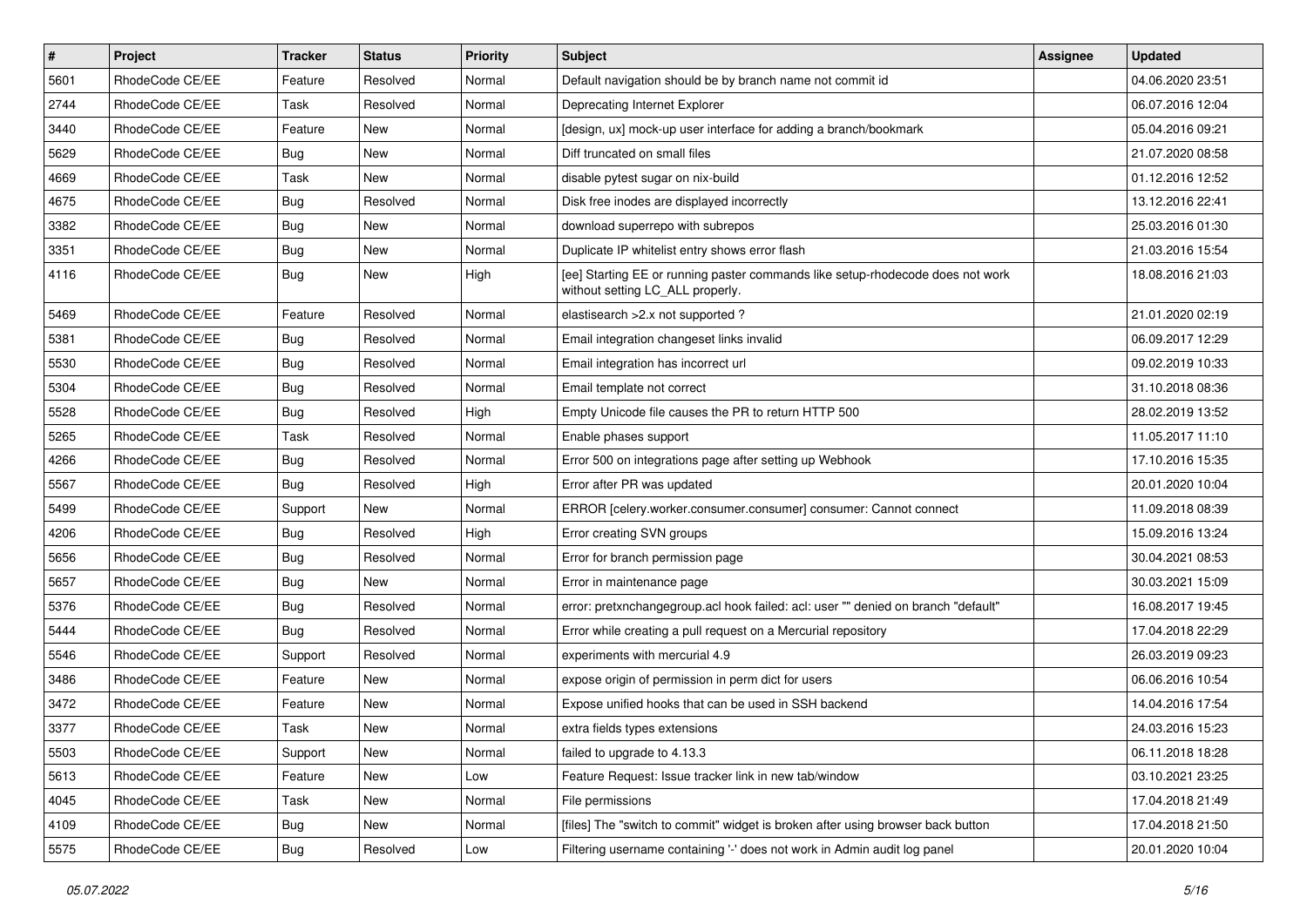| # | Project | Tracker | Status | Priority | Subject | Assignee | Updated |
|---|---|---|---|---|---|---|---|
| 5601 | RhodeCode CE/EE | Feature | Resolved | Normal | Default navigation should be by branch name not commit id | | 04.06.2020 23:51 |
| 2744 | RhodeCode CE/EE | Task | Resolved | Normal | Deprecating Internet Explorer | | 06.07.2016 12:04 |
| 3440 | RhodeCode CE/EE | Feature | New | Normal | [design, ux] mock-up user interface for adding a branch/bookmark | | 05.04.2016 09:21 |
| 5629 | RhodeCode CE/EE | Bug | New | Normal | Diff truncated on small files | | 21.07.2020 08:58 |
| 4669 | RhodeCode CE/EE | Task | New | Normal | disable pytest sugar on nix-build | | 01.12.2016 12:52 |
| 4675 | RhodeCode CE/EE | Bug | Resolved | Normal | Disk free inodes are displayed incorrectly | | 13.12.2016 22:41 |
| 3382 | RhodeCode CE/EE | Bug | New | Normal | download superrepo with subrepos | | 25.03.2016 01:30 |
| 3351 | RhodeCode CE/EE | Bug | New | Normal | Duplicate IP whitelist entry shows error flash | | 21.03.2016 15:54 |
| 4116 | RhodeCode CE/EE | Bug | New | High | [ee] Starting EE or running paster commands like setup-rhodecode does not work without setting LC_ALL properly. | | 18.08.2016 21:03 |
| 5469 | RhodeCode CE/EE | Feature | Resolved | Normal | elastisearch >2.x not supported ? | | 21.01.2020 02:19 |
| 5381 | RhodeCode CE/EE | Bug | Resolved | Normal | Email integration changeset links invalid | | 06.09.2017 12:29 |
| 5530 | RhodeCode CE/EE | Bug | Resolved | Normal | Email integration has incorrect url | | 09.02.2019 10:33 |
| 5304 | RhodeCode CE/EE | Bug | Resolved | Normal | Email template not correct | | 31.10.2018 08:36 |
| 5528 | RhodeCode CE/EE | Bug | Resolved | High | Empty Unicode file causes the PR to return HTTP 500 | | 28.02.2019 13:52 |
| 5265 | RhodeCode CE/EE | Task | Resolved | Normal | Enable phases support | | 11.05.2017 11:10 |
| 4266 | RhodeCode CE/EE | Bug | Resolved | Normal | Error 500 on integrations page after setting up Webhook | | 17.10.2016 15:35 |
| 5567 | RhodeCode CE/EE | Bug | Resolved | High | Error after PR was updated | | 20.01.2020 10:04 |
| 5499 | RhodeCode CE/EE | Support | New | Normal | ERROR [celery.worker.consumer.consumer] consumer: Cannot connect | | 11.09.2018 08:39 |
| 4206 | RhodeCode CE/EE | Bug | Resolved | High | Error creating SVN groups | | 15.09.2016 13:24 |
| 5656 | RhodeCode CE/EE | Bug | Resolved | Normal | Error for branch permission page | | 30.04.2021 08:53 |
| 5657 | RhodeCode CE/EE | Bug | New | Normal | Error in maintenance page | | 30.03.2021 15:09 |
| 5376 | RhodeCode CE/EE | Bug | Resolved | Normal | error: pretxnchangegroup.acl hook failed: acl: user "" denied on branch "default" | | 16.08.2017 19:45 |
| 5444 | RhodeCode CE/EE | Bug | Resolved | Normal | Error while creating a pull request on a Mercurial repository | | 17.04.2018 22:29 |
| 5546 | RhodeCode CE/EE | Support | Resolved | Normal | experiments with mercurial 4.9 | | 26.03.2019 09:23 |
| 3486 | RhodeCode CE/EE | Feature | New | Normal | expose origin of permission in perm dict for users | | 06.06.2016 10:54 |
| 3472 | RhodeCode CE/EE | Feature | New | Normal | Expose unified hooks that can be used in SSH backend | | 14.04.2016 17:54 |
| 3377 | RhodeCode CE/EE | Task | New | Normal | extra fields types extensions | | 24.03.2016 15:23 |
| 5503 | RhodeCode CE/EE | Support | New | Normal | failed to upgrade to 4.13.3 | | 06.11.2018 18:28 |
| 5613 | RhodeCode CE/EE | Feature | New | Low | Feature Request: Issue tracker link in new tab/window | | 03.10.2021 23:25 |
| 4045 | RhodeCode CE/EE | Task | New | Normal | File permissions | | 17.04.2018 21:49 |
| 4109 | RhodeCode CE/EE | Bug | New | Normal | [files] The "switch to commit" widget is broken after using browser back button | | 17.04.2018 21:50 |
| 5575 | RhodeCode CE/EE | Bug | Resolved | Low | Filtering username containing '-' does not work in Admin audit log panel | | 20.01.2020 10:04 |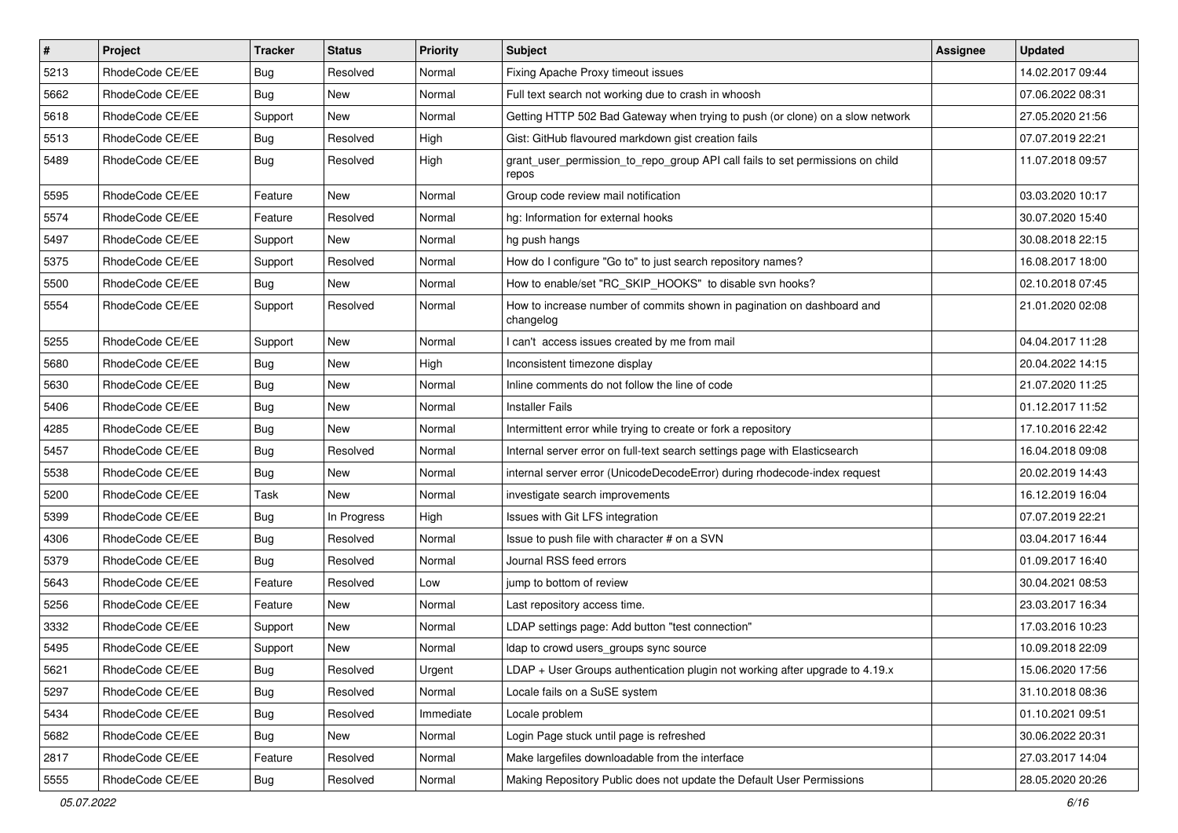| # | Project | Tracker | Status | Priority | Subject | Assignee | Updated |
|---|---|---|---|---|---|---|---|
| 5213 | RhodeCode CE/EE | Bug | Resolved | Normal | Fixing Apache Proxy timeout issues | | 14.02.2017 09:44 |
| 5662 | RhodeCode CE/EE | Bug | New | Normal | Full text search not working due to crash in whoosh | | 07.06.2022 08:31 |
| 5618 | RhodeCode CE/EE | Support | New | Normal | Getting HTTP 502 Bad Gateway when trying to push (or clone) on a slow network | | 27.05.2020 21:56 |
| 5513 | RhodeCode CE/EE | Bug | Resolved | High | Gist: GitHub flavoured markdown gist creation fails | | 07.07.2019 22:21 |
| 5489 | RhodeCode CE/EE | Bug | Resolved | High | grant_user_permission_to_repo_group API call fails to set permissions on child repos | | 11.07.2018 09:57 |
| 5595 | RhodeCode CE/EE | Feature | New | Normal | Group code review mail notification | | 03.03.2020 10:17 |
| 5574 | RhodeCode CE/EE | Feature | Resolved | Normal | hg: Information for external hooks | | 30.07.2020 15:40 |
| 5497 | RhodeCode CE/EE | Support | New | Normal | hg push hangs | | 30.08.2018 22:15 |
| 5375 | RhodeCode CE/EE | Support | Resolved | Normal | How do I configure "Go to" to just search repository names? | | 16.08.2017 18:00 |
| 5500 | RhodeCode CE/EE | Bug | New | Normal | How to enable/set "RC_SKIP_HOOKS" to disable svn hooks? | | 02.10.2018 07:45 |
| 5554 | RhodeCode CE/EE | Support | Resolved | Normal | How to increase number of commits shown in pagination on dashboard and changelog | | 21.01.2020 02:08 |
| 5255 | RhodeCode CE/EE | Support | New | Normal | I can't access issues created by me from mail | | 04.04.2017 11:28 |
| 5680 | RhodeCode CE/EE | Bug | New | High | Inconsistent timezone display | | 20.04.2022 14:15 |
| 5630 | RhodeCode CE/EE | Bug | New | Normal | Inline comments do not follow the line of code | | 21.07.2020 11:25 |
| 5406 | RhodeCode CE/EE | Bug | New | Normal | Installer Fails | | 01.12.2017 11:52 |
| 4285 | RhodeCode CE/EE | Bug | New | Normal | Intermittent error while trying to create or fork a repository | | 17.10.2016 22:42 |
| 5457 | RhodeCode CE/EE | Bug | Resolved | Normal | Internal server error on full-text search settings page with Elasticsearch | | 16.04.2018 09:08 |
| 5538 | RhodeCode CE/EE | Bug | New | Normal | internal server error (UnicodeDecodeError) during rhodecode-index request | | 20.02.2019 14:43 |
| 5200 | RhodeCode CE/EE | Task | New | Normal | investigate search improvements | | 16.12.2019 16:04 |
| 5399 | RhodeCode CE/EE | Bug | In Progress | High | Issues with Git LFS integration | | 07.07.2019 22:21 |
| 4306 | RhodeCode CE/EE | Bug | Resolved | Normal | Issue to push file with character # on a SVN | | 03.04.2017 16:44 |
| 5379 | RhodeCode CE/EE | Bug | Resolved | Normal | Journal RSS feed errors | | 01.09.2017 16:40 |
| 5643 | RhodeCode CE/EE | Feature | Resolved | Low | jump to bottom of review | | 30.04.2021 08:53 |
| 5256 | RhodeCode CE/EE | Feature | New | Normal | Last repository access time. | | 23.03.2017 16:34 |
| 3332 | RhodeCode CE/EE | Support | New | Normal | LDAP settings page: Add button "test connection" | | 17.03.2016 10:23 |
| 5495 | RhodeCode CE/EE | Support | New | Normal | ldap to crowd users_groups sync source | | 10.09.2018 22:09 |
| 5621 | RhodeCode CE/EE | Bug | Resolved | Urgent | LDAP + User Groups authentication plugin not working after upgrade to 4.19.x | | 15.06.2020 17:56 |
| 5297 | RhodeCode CE/EE | Bug | Resolved | Normal | Locale fails on a SuSE system | | 31.10.2018 08:36 |
| 5434 | RhodeCode CE/EE | Bug | Resolved | Immediate | Locale problem | | 01.10.2021 09:51 |
| 5682 | RhodeCode CE/EE | Bug | New | Normal | Login Page stuck until page is refreshed | | 30.06.2022 20:31 |
| 2817 | RhodeCode CE/EE | Feature | Resolved | Normal | Make largefiles downloadable from the interface | | 27.03.2017 14:04 |
| 5555 | RhodeCode CE/EE | Bug | Resolved | Normal | Making Repository Public does not update the Default User Permissions | | 28.05.2020 20:26 |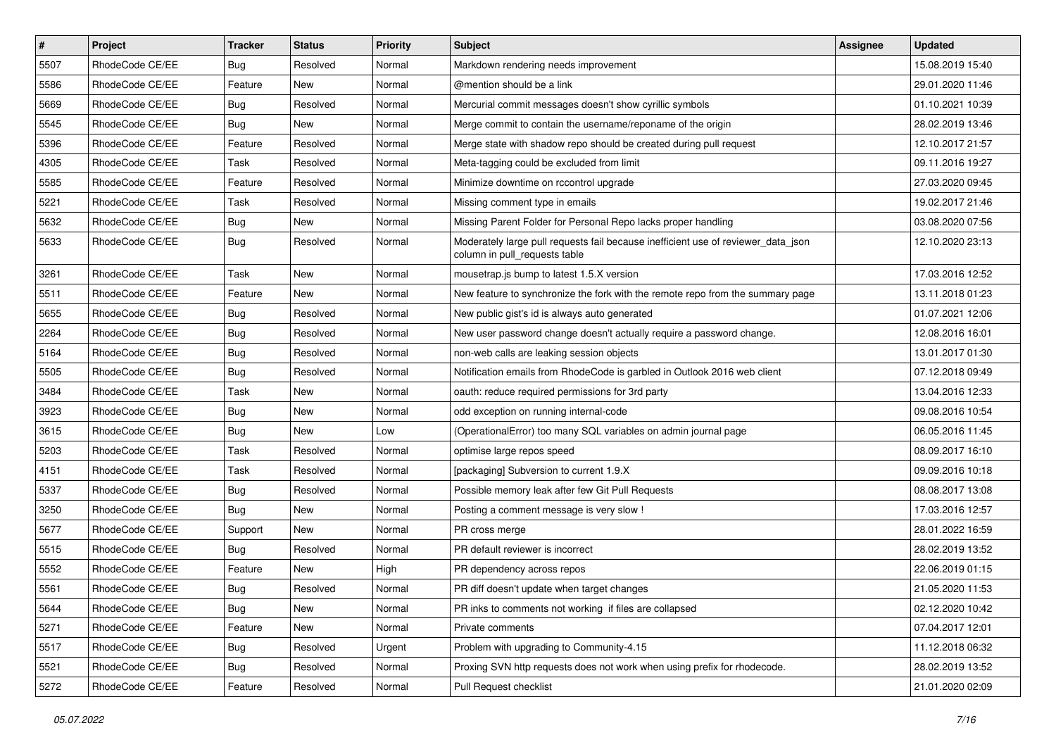| # | Project | Tracker | Status | Priority | Subject | Assignee | Updated |
|---|---|---|---|---|---|---|---|
| 5507 | RhodeCode CE/EE | Bug | Resolved | Normal | Markdown rendering needs improvement | | 15.08.2019 15:40 |
| 5586 | RhodeCode CE/EE | Feature | New | Normal | @mention should be a link | | 29.01.2020 11:46 |
| 5669 | RhodeCode CE/EE | Bug | Resolved | Normal | Mercurial commit messages doesn't show cyrillic symbols | | 01.10.2021 10:39 |
| 5545 | RhodeCode CE/EE | Bug | New | Normal | Merge commit to contain the username/reponame of the origin | | 28.02.2019 13:46 |
| 5396 | RhodeCode CE/EE | Feature | Resolved | Normal | Merge state with shadow repo should be created during pull request | | 12.10.2017 21:57 |
| 4305 | RhodeCode CE/EE | Task | Resolved | Normal | Meta-tagging could be excluded from limit | | 09.11.2016 19:27 |
| 5585 | RhodeCode CE/EE | Feature | Resolved | Normal | Minimize downtime on rccontrol upgrade | | 27.03.2020 09:45 |
| 5221 | RhodeCode CE/EE | Task | Resolved | Normal | Missing comment type in emails | | 19.02.2017 21:46 |
| 5632 | RhodeCode CE/EE | Bug | New | Normal | Missing Parent Folder for Personal Repo lacks proper handling | | 03.08.2020 07:56 |
| 5633 | RhodeCode CE/EE | Bug | Resolved | Normal | Moderately large pull requests fail because inefficient use of reviewer_data_json column in pull_requests table | | 12.10.2020 23:13 |
| 3261 | RhodeCode CE/EE | Task | New | Normal | mousetrap.js bump to latest 1.5.X version | | 17.03.2016 12:52 |
| 5511 | RhodeCode CE/EE | Feature | New | Normal | New feature to synchronize the fork with the remote repo from the summary page | | 13.11.2018 01:23 |
| 5655 | RhodeCode CE/EE | Bug | Resolved | Normal | New public gist's id is always auto generated | | 01.07.2021 12:06 |
| 2264 | RhodeCode CE/EE | Bug | Resolved | Normal | New user password change doesn't actually require a password change. | | 12.08.2016 16:01 |
| 5164 | RhodeCode CE/EE | Bug | Resolved | Normal | non-web calls are leaking session objects | | 13.01.2017 01:30 |
| 5505 | RhodeCode CE/EE | Bug | Resolved | Normal | Notification emails from RhodeCode is garbled in Outlook 2016 web client | | 07.12.2018 09:49 |
| 3484 | RhodeCode CE/EE | Task | New | Normal | oauth: reduce required permissions for 3rd party | | 13.04.2016 12:33 |
| 3923 | RhodeCode CE/EE | Bug | New | Normal | odd exception on running internal-code | | 09.08.2016 10:54 |
| 3615 | RhodeCode CE/EE | Bug | New | Low | (OperationalError) too many SQL variables on admin journal page | | 06.05.2016 11:45 |
| 5203 | RhodeCode CE/EE | Task | Resolved | Normal | optimise large repos speed | | 08.09.2017 16:10 |
| 4151 | RhodeCode CE/EE | Task | Resolved | Normal | [packaging] Subversion to current 1.9.X | | 09.09.2016 10:18 |
| 5337 | RhodeCode CE/EE | Bug | Resolved | Normal | Possible memory leak after few Git Pull Requests | | 08.08.2017 13:08 |
| 3250 | RhodeCode CE/EE | Bug | New | Normal | Posting a comment message is very slow ! | | 17.03.2016 12:57 |
| 5677 | RhodeCode CE/EE | Support | New | Normal | PR cross merge | | 28.01.2022 16:59 |
| 5515 | RhodeCode CE/EE | Bug | Resolved | Normal | PR default reviewer is incorrect | | 28.02.2019 13:52 |
| 5552 | RhodeCode CE/EE | Feature | New | High | PR dependency across repos | | 22.06.2019 01:15 |
| 5561 | RhodeCode CE/EE | Bug | Resolved | Normal | PR diff doesn't update when target changes | | 21.05.2020 11:53 |
| 5644 | RhodeCode CE/EE | Bug | New | Normal | PR inks to comments not working if files are collapsed | | 02.12.2020 10:42 |
| 5271 | RhodeCode CE/EE | Feature | New | Normal | Private comments | | 07.04.2017 12:01 |
| 5517 | RhodeCode CE/EE | Bug | Resolved | Urgent | Problem with upgrading to Community-4.15 | | 11.12.2018 06:32 |
| 5521 | RhodeCode CE/EE | Bug | Resolved | Normal | Proxing SVN http requests does not work when using prefix for rhodecode. | | 28.02.2019 13:52 |
| 5272 | RhodeCode CE/EE | Feature | Resolved | Normal | Pull Request checklist | | 21.01.2020 02:09 |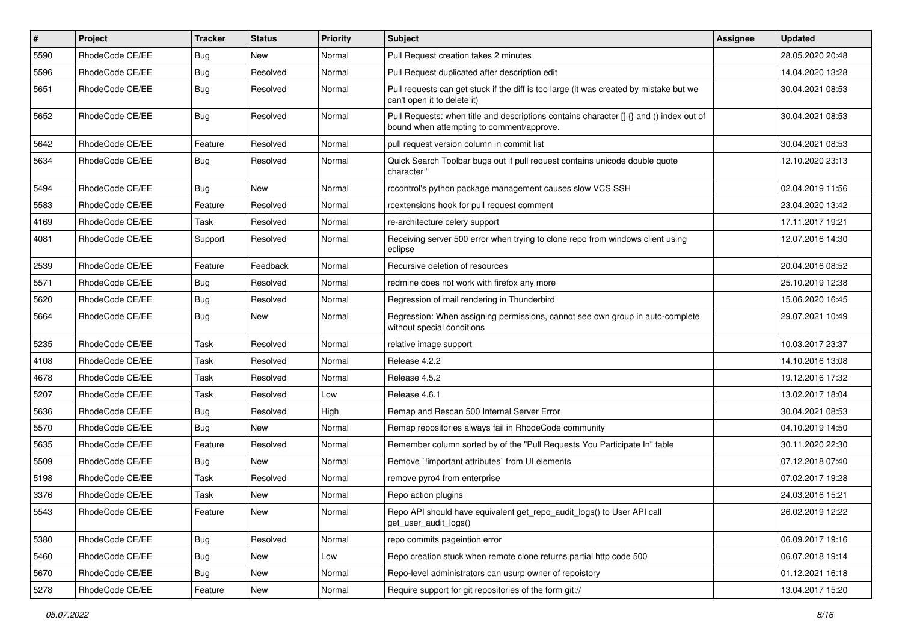| # | Project | Tracker | Status | Priority | Subject | Assignee | Updated |
|---|---|---|---|---|---|---|---|
| 5590 | RhodeCode CE/EE | Bug | New | Normal | Pull Request creation takes 2 minutes | | 28.05.2020 20:48 |
| 5596 | RhodeCode CE/EE | Bug | Resolved | Normal | Pull Request duplicated after description edit | | 14.04.2020 13:28 |
| 5651 | RhodeCode CE/EE | Bug | Resolved | Normal | Pull requests can get stuck if the diff is too large (it was created by mistake but we can't open it to delete it) | | 30.04.2021 08:53 |
| 5652 | RhodeCode CE/EE | Bug | Resolved | Normal | Pull Requests: when title and descriptions contains character [] {} and () index out of bound when attempting to comment/approve. | | 30.04.2021 08:53 |
| 5642 | RhodeCode CE/EE | Feature | Resolved | Normal | pull request version column in commit list | | 30.04.2021 08:53 |
| 5634 | RhodeCode CE/EE | Bug | Resolved | Normal | Quick Search Toolbar bugs out if pull request contains unicode double quote character " | | 12.10.2020 23:13 |
| 5494 | RhodeCode CE/EE | Bug | New | Normal | rccontrol's python package management causes slow VCS SSH | | 02.04.2019 11:56 |
| 5583 | RhodeCode CE/EE | Feature | Resolved | Normal | rcextensions hook for pull request comment | | 23.04.2020 13:42 |
| 4169 | RhodeCode CE/EE | Task | Resolved | Normal | re-architecture celery support | | 17.11.2017 19:21 |
| 4081 | RhodeCode CE/EE | Support | Resolved | Normal | Receiving server 500 error when trying to clone repo from windows client using eclipse | | 12.07.2016 14:30 |
| 2539 | RhodeCode CE/EE | Feature | Feedback | Normal | Recursive deletion of resources | | 20.04.2016 08:52 |
| 5571 | RhodeCode CE/EE | Bug | Resolved | Normal | redmine does not work with firefox any more | | 25.10.2019 12:38 |
| 5620 | RhodeCode CE/EE | Bug | Resolved | Normal | Regression of mail rendering in Thunderbird | | 15.06.2020 16:45 |
| 5664 | RhodeCode CE/EE | Bug | New | Normal | Regression: When assigning permissions, cannot see own group in auto-complete without special conditions | | 29.07.2021 10:49 |
| 5235 | RhodeCode CE/EE | Task | Resolved | Normal | relative image support | | 10.03.2017 23:37 |
| 4108 | RhodeCode CE/EE | Task | Resolved | Normal | Release 4.2.2 | | 14.10.2016 13:08 |
| 4678 | RhodeCode CE/EE | Task | Resolved | Normal | Release 4.5.2 | | 19.12.2016 17:32 |
| 5207 | RhodeCode CE/EE | Task | Resolved | Low | Release 4.6.1 | | 13.02.2017 18:04 |
| 5636 | RhodeCode CE/EE | Bug | Resolved | High | Remap and Rescan 500 Internal Server Error | | 30.04.2021 08:53 |
| 5570 | RhodeCode CE/EE | Bug | New | Normal | Remap repositories always fail in RhodeCode community | | 04.10.2019 14:50 |
| 5635 | RhodeCode CE/EE | Feature | Resolved | Normal | Remember column sorted by of the "Pull Requests You Participate In" table | | 30.11.2020 22:30 |
| 5509 | RhodeCode CE/EE | Bug | New | Normal | Remove `!important attributes` from UI elements | | 07.12.2018 07:40 |
| 5198 | RhodeCode CE/EE | Task | Resolved | Normal | remove pyro4 from enterprise | | 07.02.2017 19:28 |
| 3376 | RhodeCode CE/EE | Task | New | Normal | Repo action plugins | | 24.03.2016 15:21 |
| 5543 | RhodeCode CE/EE | Feature | New | Normal | Repo API should have equivalent get_repo_audit_logs() to User API call get_user_audit_logs() | | 26.02.2019 12:22 |
| 5380 | RhodeCode CE/EE | Bug | Resolved | Normal | repo commits pageintion error | | 06.09.2017 19:16 |
| 5460 | RhodeCode CE/EE | Bug | New | Low | Repo creation stuck when remote clone returns partial http code 500 | | 06.07.2018 19:14 |
| 5670 | RhodeCode CE/EE | Bug | New | Normal | Repo-level administrators can usurp owner of repoistory | | 01.12.2021 16:18 |
| 5278 | RhodeCode CE/EE | Feature | New | Normal | Require support for git repositories of the form git:// | | 13.04.2017 15:20 |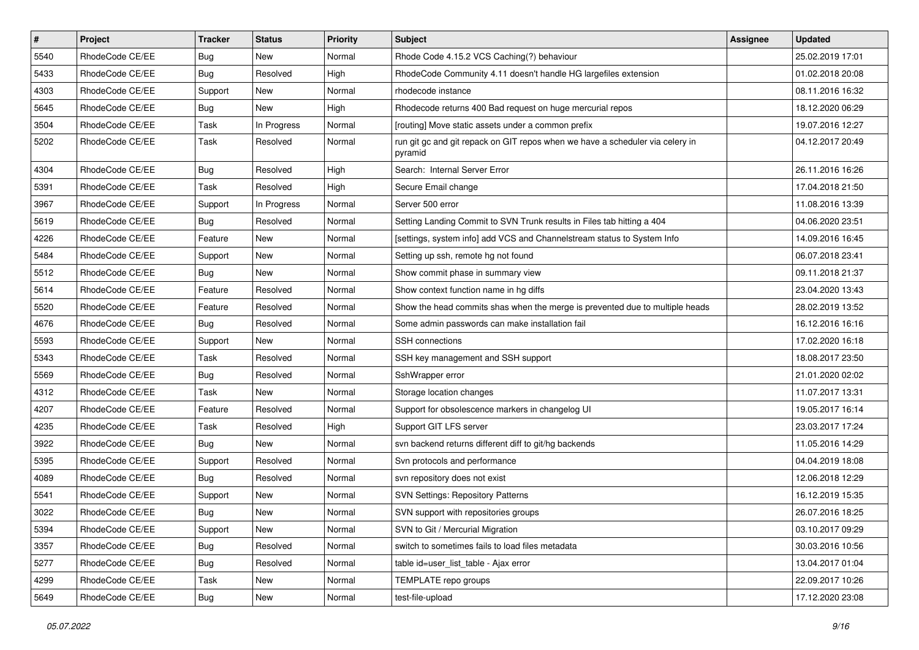| # | Project | Tracker | Status | Priority | Subject | Assignee | Updated |
| --- | --- | --- | --- | --- | --- | --- | --- |
| 5540 | RhodeCode CE/EE | Bug | New | Normal | Rhode Code 4.15.2 VCS Caching(?) behaviour | | 25.02.2019 17:01 |
| 5433 | RhodeCode CE/EE | Bug | Resolved | High | RhodeCode Community 4.11 doesn't handle HG largefiles extension | | 01.02.2018 20:08 |
| 4303 | RhodeCode CE/EE | Support | New | Normal | rhodecode instance | | 08.11.2016 16:32 |
| 5645 | RhodeCode CE/EE | Bug | New | High | Rhodecode returns 400 Bad request on huge mercurial repos | | 18.12.2020 06:29 |
| 3504 | RhodeCode CE/EE | Task | In Progress | Normal | [routing] Move static assets under a common prefix | | 19.07.2016 12:27 |
| 5202 | RhodeCode CE/EE | Task | Resolved | Normal | run git gc and git repack on GIT repos when we have a scheduler via celery in pyramid | | 04.12.2017 20:49 |
| 4304 | RhodeCode CE/EE | Bug | Resolved | High | Search: Internal Server Error | | 26.11.2016 16:26 |
| 5391 | RhodeCode CE/EE | Task | Resolved | High | Secure Email change | | 17.04.2018 21:50 |
| 3967 | RhodeCode CE/EE | Support | In Progress | Normal | Server 500 error | | 11.08.2016 13:39 |
| 5619 | RhodeCode CE/EE | Bug | Resolved | Normal | Setting Landing Commit to SVN Trunk results in Files tab hitting a 404 | | 04.06.2020 23:51 |
| 4226 | RhodeCode CE/EE | Feature | New | Normal | [settings, system info] add VCS and Channelstream status to System Info | | 14.09.2016 16:45 |
| 5484 | RhodeCode CE/EE | Support | New | Normal | Setting up ssh, remote hg not found | | 06.07.2018 23:41 |
| 5512 | RhodeCode CE/EE | Bug | New | Normal | Show commit phase in summary view | | 09.11.2018 21:37 |
| 5614 | RhodeCode CE/EE | Feature | Resolved | Normal | Show context function name in hg diffs | | 23.04.2020 13:43 |
| 5520 | RhodeCode CE/EE | Feature | Resolved | Normal | Show the head commits shas when the merge is prevented due to multiple heads | | 28.02.2019 13:52 |
| 4676 | RhodeCode CE/EE | Bug | Resolved | Normal | Some admin passwords can make installation fail | | 16.12.2016 16:16 |
| 5593 | RhodeCode CE/EE | Support | New | Normal | SSH connections | | 17.02.2020 16:18 |
| 5343 | RhodeCode CE/EE | Task | Resolved | Normal | SSH key management and SSH support | | 18.08.2017 23:50 |
| 5569 | RhodeCode CE/EE | Bug | Resolved | Normal | SshWrapper error | | 21.01.2020 02:02 |
| 4312 | RhodeCode CE/EE | Task | New | Normal | Storage location changes | | 11.07.2017 13:31 |
| 4207 | RhodeCode CE/EE | Feature | Resolved | Normal | Support for obsolescence markers in changelog UI | | 19.05.2017 16:14 |
| 4235 | RhodeCode CE/EE | Task | Resolved | High | Support GIT LFS server | | 23.03.2017 17:24 |
| 3922 | RhodeCode CE/EE | Bug | New | Normal | svn backend returns different diff to git/hg backends | | 11.05.2016 14:29 |
| 5395 | RhodeCode CE/EE | Support | Resolved | Normal | Svn protocols and performance | | 04.04.2019 18:08 |
| 4089 | RhodeCode CE/EE | Bug | Resolved | Normal | svn repository does not exist | | 12.06.2018 12:29 |
| 5541 | RhodeCode CE/EE | Support | New | Normal | SVN Settings: Repository Patterns | | 16.12.2019 15:35 |
| 3022 | RhodeCode CE/EE | Bug | New | Normal | SVN support with repositories groups | | 26.07.2016 18:25 |
| 5394 | RhodeCode CE/EE | Support | New | Normal | SVN to Git / Mercurial Migration | | 03.10.2017 09:29 |
| 3357 | RhodeCode CE/EE | Bug | Resolved | Normal | switch to sometimes fails to load files metadata | | 30.03.2016 10:56 |
| 5277 | RhodeCode CE/EE | Bug | Resolved | Normal | table id=user_list_table - Ajax error | | 13.04.2017 01:04 |
| 4299 | RhodeCode CE/EE | Task | New | Normal | TEMPLATE repo groups | | 22.09.2017 10:26 |
| 5649 | RhodeCode CE/EE | Bug | New | Normal | test-file-upload | | 17.12.2020 23:08 |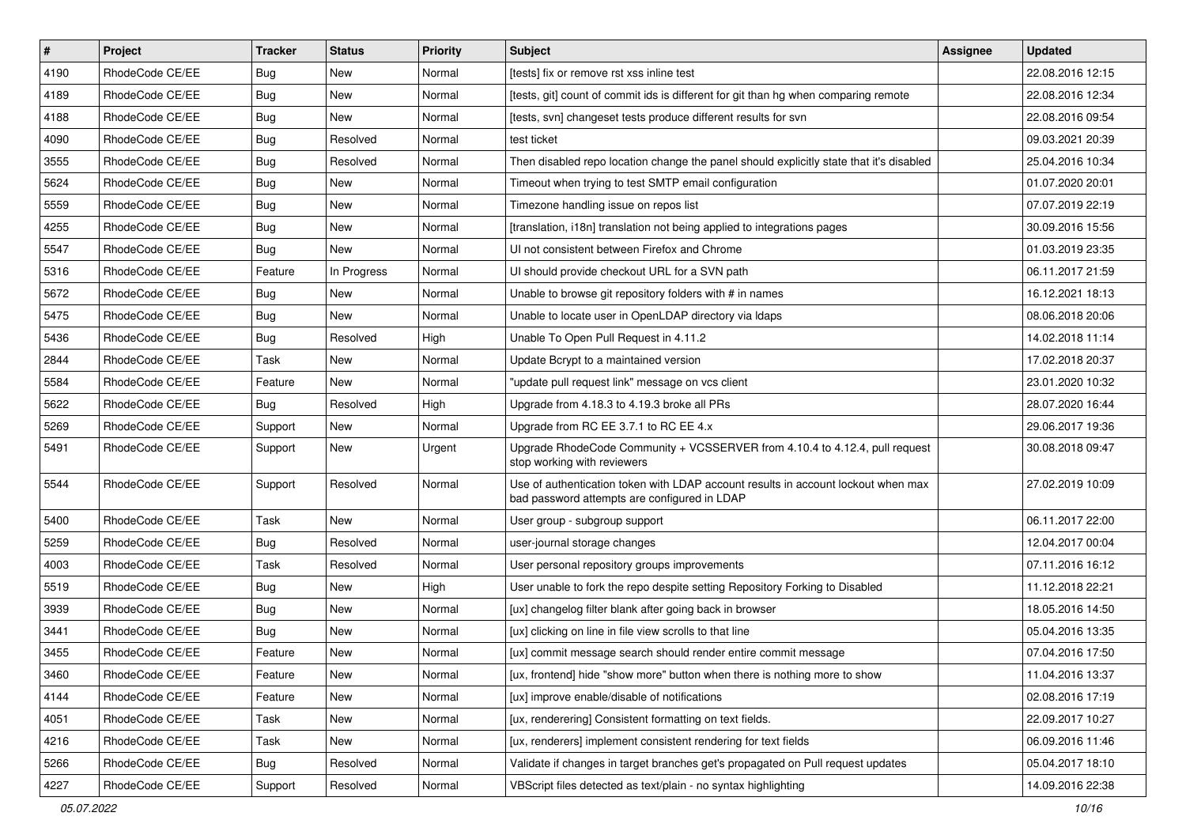| # | Project | Tracker | Status | Priority | Subject | Assignee | Updated |
|---|---|---|---|---|---|---|---|
| 4190 | RhodeCode CE/EE | Bug | New | Normal | [tests] fix or remove rst xss inline test | | 22.08.2016 12:15 |
| 4189 | RhodeCode CE/EE | Bug | New | Normal | [tests, git] count of commit ids is different for git than hg when comparing remote | | 22.08.2016 12:34 |
| 4188 | RhodeCode CE/EE | Bug | New | Normal | [tests, svn] changeset tests produce different results for svn | | 22.08.2016 09:54 |
| 4090 | RhodeCode CE/EE | Bug | Resolved | Normal | test ticket | | 09.03.2021 20:39 |
| 3555 | RhodeCode CE/EE | Bug | Resolved | Normal | Then disabled repo location change the panel should explicitly state that it's disabled | | 25.04.2016 10:34 |
| 5624 | RhodeCode CE/EE | Bug | New | Normal | Timeout when trying to test SMTP email configuration | | 01.07.2020 20:01 |
| 5559 | RhodeCode CE/EE | Bug | New | Normal | Timezone handling issue on repos list | | 07.07.2019 22:19 |
| 4255 | RhodeCode CE/EE | Bug | New | Normal | [translation, i18n] translation not being applied to integrations pages | | 30.09.2016 15:56 |
| 5547 | RhodeCode CE/EE | Bug | New | Normal | UI not consistent between Firefox and Chrome | | 01.03.2019 23:35 |
| 5316 | RhodeCode CE/EE | Feature | In Progress | Normal | UI should provide checkout URL for a SVN path | | 06.11.2017 21:59 |
| 5672 | RhodeCode CE/EE | Bug | New | Normal | Unable to browse git repository folders with # in names | | 16.12.2021 18:13 |
| 5475 | RhodeCode CE/EE | Bug | New | Normal | Unable to locate user in OpenLDAP directory via ldaps | | 08.06.2018 20:06 |
| 5436 | RhodeCode CE/EE | Bug | Resolved | High | Unable To Open Pull Request in 4.11.2 | | 14.02.2018 11:14 |
| 2844 | RhodeCode CE/EE | Task | New | Normal | Update Bcrypt to a maintained version | | 17.02.2018 20:37 |
| 5584 | RhodeCode CE/EE | Feature | New | Normal | "update pull request link" message on vcs client | | 23.01.2020 10:32 |
| 5622 | RhodeCode CE/EE | Bug | Resolved | High | Upgrade from 4.18.3 to 4.19.3 broke all PRs | | 28.07.2020 16:44 |
| 5269 | RhodeCode CE/EE | Support | New | Normal | Upgrade from RC EE 3.7.1 to RC EE 4.x | | 29.06.2017 19:36 |
| 5491 | RhodeCode CE/EE | Support | New | Urgent | Upgrade RhodeCode Community + VCSSERVER from 4.10.4 to 4.12.4, pull request stop working with reviewers | | 30.08.2018 09:47 |
| 5544 | RhodeCode CE/EE | Support | Resolved | Normal | Use of authentication token with LDAP account results in account lockout when max bad password attempts are configured in LDAP | | 27.02.2019 10:09 |
| 5400 | RhodeCode CE/EE | Task | New | Normal | User group - subgroup support | | 06.11.2017 22:00 |
| 5259 | RhodeCode CE/EE | Bug | Resolved | Normal | user-journal storage changes | | 12.04.2017 00:04 |
| 4003 | RhodeCode CE/EE | Task | Resolved | Normal | User personal repository groups improvements | | 07.11.2016 16:12 |
| 5519 | RhodeCode CE/EE | Bug | New | High | User unable to fork the repo despite setting Repository Forking to Disabled | | 11.12.2018 22:21 |
| 3939 | RhodeCode CE/EE | Bug | New | Normal | [ux] changelog filter blank after going back in browser | | 18.05.2016 14:50 |
| 3441 | RhodeCode CE/EE | Bug | New | Normal | [ux] clicking on line in file view scrolls to that line | | 05.04.2016 13:35 |
| 3455 | RhodeCode CE/EE | Feature | New | Normal | [ux] commit message search should render entire commit message | | 07.04.2016 17:50 |
| 3460 | RhodeCode CE/EE | Feature | New | Normal | [ux, frontend] hide "show more" button when there is nothing more to show | | 11.04.2016 13:37 |
| 4144 | RhodeCode CE/EE | Feature | New | Normal | [ux] improve enable/disable of notifications | | 02.08.2016 17:19 |
| 4051 | RhodeCode CE/EE | Task | New | Normal | [ux, renderering] Consistent formatting on text fields. | | 22.09.2017 10:27 |
| 4216 | RhodeCode CE/EE | Task | New | Normal | [ux, renderers] implement consistent rendering for text fields | | 06.09.2016 11:46 |
| 5266 | RhodeCode CE/EE | Bug | Resolved | Normal | Validate if changes in target branches get's propagated on Pull request updates | | 05.04.2017 18:10 |
| 4227 | RhodeCode CE/EE | Support | Resolved | Normal | VBScript files detected as text/plain - no syntax highlighting | | 14.09.2016 22:38 |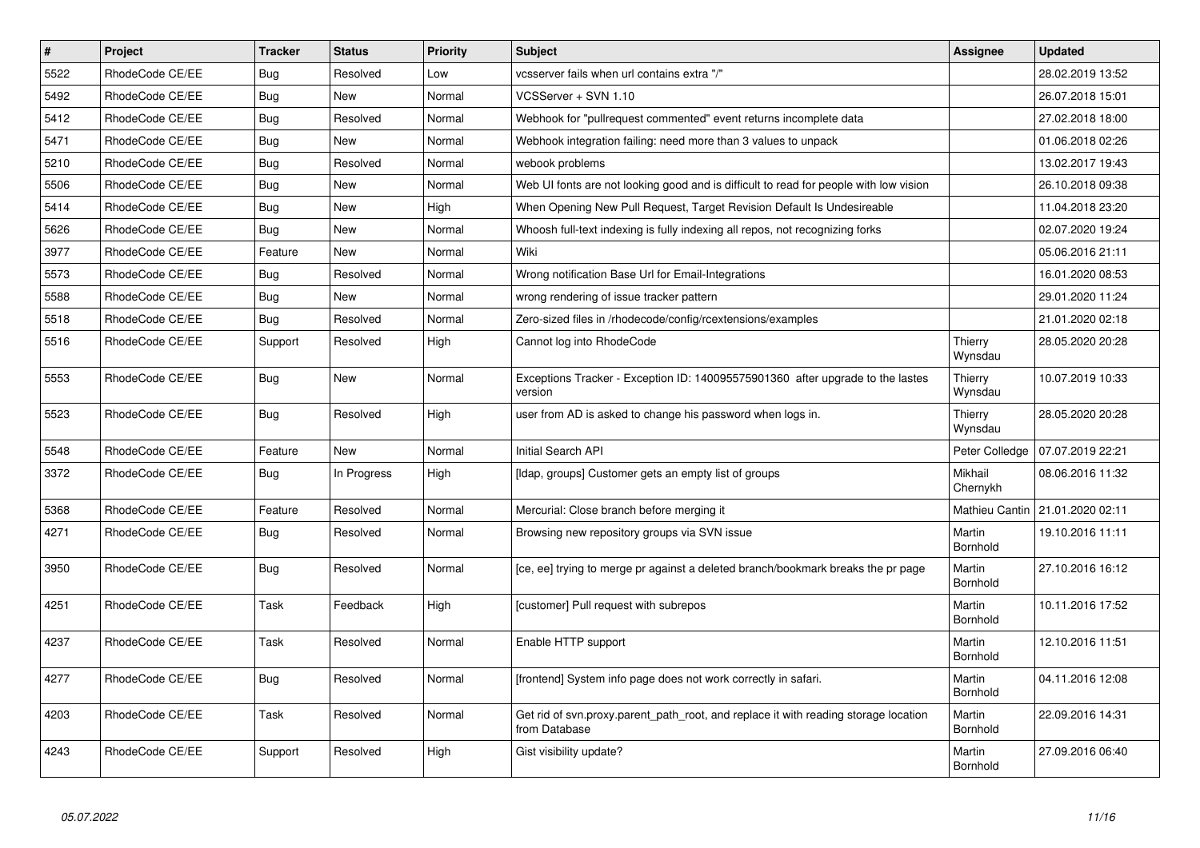| # | Project | Tracker | Status | Priority | Subject | Assignee | Updated |
|---|---|---|---|---|---|---|---|
| 5522 | RhodeCode CE/EE | Bug | Resolved | Low | vcsserver fails when url contains extra "/" | | 28.02.2019 13:52 |
| 5492 | RhodeCode CE/EE | Bug | New | Normal | VCSServer + SVN 1.10 | | 26.07.2018 15:01 |
| 5412 | RhodeCode CE/EE | Bug | Resolved | Normal | Webhook for "pullrequest commented" event returns incomplete data | | 27.02.2018 18:00 |
| 5471 | RhodeCode CE/EE | Bug | New | Normal | Webhook integration failing: need more than 3 values to unpack | | 01.06.2018 02:26 |
| 5210 | RhodeCode CE/EE | Bug | Resolved | Normal | webook problems | | 13.02.2017 19:43 |
| 5506 | RhodeCode CE/EE | Bug | New | Normal | Web UI fonts are not looking good and is difficult to read for people with low vision | | 26.10.2018 09:38 |
| 5414 | RhodeCode CE/EE | Bug | New | High | When Opening New Pull Request, Target Revision Default Is Undesireable | | 11.04.2018 23:20 |
| 5626 | RhodeCode CE/EE | Bug | New | Normal | Whoosh full-text indexing is fully indexing all repos, not recognizing forks | | 02.07.2020 19:24 |
| 3977 | RhodeCode CE/EE | Feature | New | Normal | Wiki | | 05.06.2016 21:11 |
| 5573 | RhodeCode CE/EE | Bug | Resolved | Normal | Wrong notification Base Url for Email-Integrations | | 16.01.2020 08:53 |
| 5588 | RhodeCode CE/EE | Bug | New | Normal | wrong rendering of issue tracker pattern | | 29.01.2020 11:24 |
| 5518 | RhodeCode CE/EE | Bug | Resolved | Normal | Zero-sized files in /rhodecode/config/rcextensions/examples | | 21.01.2020 02:18 |
| 5516 | RhodeCode CE/EE | Support | Resolved | High | Cannot log into RhodeCode | Thierry Wynsdau | 28.05.2020 20:28 |
| 5553 | RhodeCode CE/EE | Bug | New | Normal | Exceptions Tracker - Exception ID: 140095575901360 after upgrade to the lastes version | Thierry Wynsdau | 10.07.2019 10:33 |
| 5523 | RhodeCode CE/EE | Bug | Resolved | High | user from AD is asked to change his password when logs in. | Thierry Wynsdau | 28.05.2020 20:28 |
| 5548 | RhodeCode CE/EE | Feature | New | Normal | Initial Search API | Peter Colledge | 07.07.2019 22:21 |
| 3372 | RhodeCode CE/EE | Bug | In Progress | High | [ldap, groups] Customer gets an empty list of groups | Mikhail Chernykh | 08.06.2016 11:32 |
| 5368 | RhodeCode CE/EE | Feature | Resolved | Normal | Mercurial: Close branch before merging it | Mathieu Cantin | 21.01.2020 02:11 |
| 4271 | RhodeCode CE/EE | Bug | Resolved | Normal | Browsing new repository groups via SVN issue | Martin Bornhold | 19.10.2016 11:11 |
| 3950 | RhodeCode CE/EE | Bug | Resolved | Normal | [ce, ee] trying to merge pr against a deleted branch/bookmark breaks the pr page | Martin Bornhold | 27.10.2016 16:12 |
| 4251 | RhodeCode CE/EE | Task | Feedback | High | [customer] Pull request with subrepos | Martin Bornhold | 10.11.2016 17:52 |
| 4237 | RhodeCode CE/EE | Task | Resolved | Normal | Enable HTTP support | Martin Bornhold | 12.10.2016 11:51 |
| 4277 | RhodeCode CE/EE | Bug | Resolved | Normal | [frontend] System info page does not work correctly in safari. | Martin Bornhold | 04.11.2016 12:08 |
| 4203 | RhodeCode CE/EE | Task | Resolved | Normal | Get rid of svn.proxy.parent_path_root, and replace it with reading storage location from Database | Martin Bornhold | 22.09.2016 14:31 |
| 4243 | RhodeCode CE/EE | Support | Resolved | High | Gist visibility update? | Martin Bornhold | 27.09.2016 06:40 |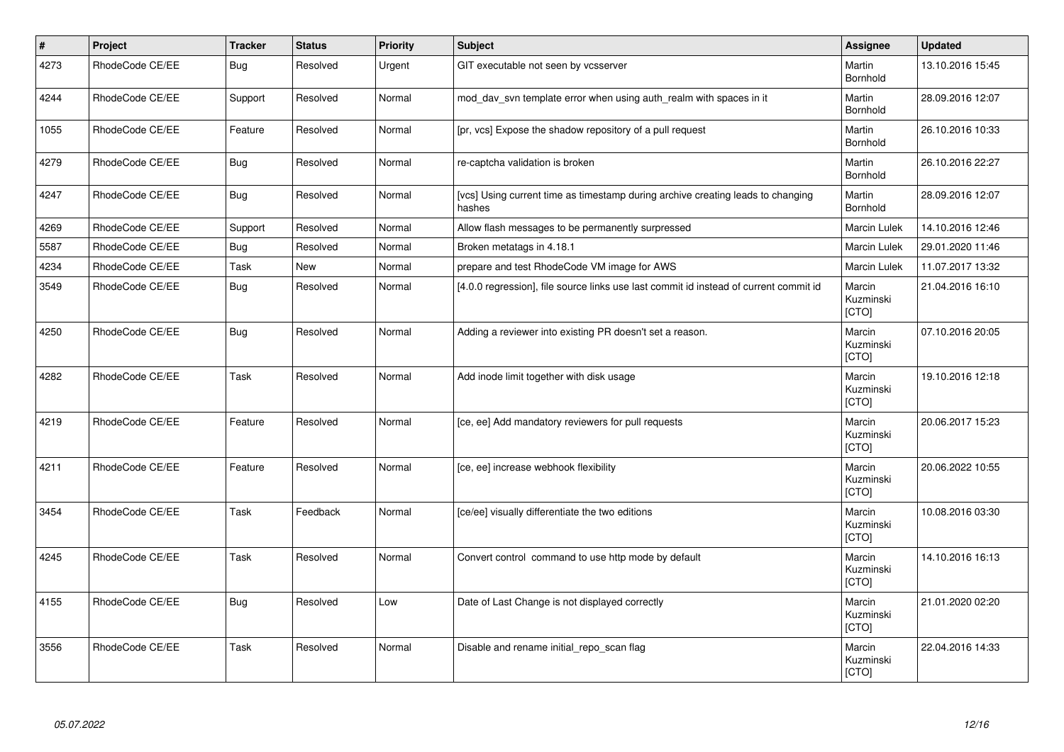| # | Project | Tracker | Status | Priority | Subject | Assignee | Updated |
|---|---|---|---|---|---|---|---|
| 4273 | RhodeCode CE/EE | Bug | Resolved | Urgent | GIT executable not seen by vcsserver | Martin Bornhold | 13.10.2016 15:45 |
| 4244 | RhodeCode CE/EE | Support | Resolved | Normal | mod_dav_svn template error when using auth_realm with spaces in it | Martin Bornhold | 28.09.2016 12:07 |
| 1055 | RhodeCode CE/EE | Feature | Resolved | Normal | [pr, vcs] Expose the shadow repository of a pull request | Martin Bornhold | 26.10.2016 10:33 |
| 4279 | RhodeCode CE/EE | Bug | Resolved | Normal | re-captcha validation is broken | Martin Bornhold | 26.10.2016 22:27 |
| 4247 | RhodeCode CE/EE | Bug | Resolved | Normal | [vcs] Using current time as timestamp during archive creating leads to changing hashes | Martin Bornhold | 28.09.2016 12:07 |
| 4269 | RhodeCode CE/EE | Support | Resolved | Normal | Allow flash messages to be permanently surpressed | Marcin Lulek | 14.10.2016 12:46 |
| 5587 | RhodeCode CE/EE | Bug | Resolved | Normal | Broken metatags in 4.18.1 | Marcin Lulek | 29.01.2020 11:46 |
| 4234 | RhodeCode CE/EE | Task | New | Normal | prepare and test RhodeCode VM image for AWS | Marcin Lulek | 11.07.2017 13:32 |
| 3549 | RhodeCode CE/EE | Bug | Resolved | Normal | [4.0.0 regression], file source links use last commit id instead of current commit id | Marcin Kuzminski [CTO] | 21.04.2016 16:10 |
| 4250 | RhodeCode CE/EE | Bug | Resolved | Normal | Adding a reviewer into existing PR doesn't set a reason. | Marcin Kuzminski [CTO] | 07.10.2016 20:05 |
| 4282 | RhodeCode CE/EE | Task | Resolved | Normal | Add inode limit together with disk usage | Marcin Kuzminski [CTO] | 19.10.2016 12:18 |
| 4219 | RhodeCode CE/EE | Feature | Resolved | Normal | [ce, ee] Add mandatory reviewers for pull requests | Marcin Kuzminski [CTO] | 20.06.2017 15:23 |
| 4211 | RhodeCode CE/EE | Feature | Resolved | Normal | [ce, ee] increase webhook flexibility | Marcin Kuzminski [CTO] | 20.06.2022 10:55 |
| 3454 | RhodeCode CE/EE | Task | Feedback | Normal | [ce/ee] visually differentiate the two editions | Marcin Kuzminski [CTO] | 10.08.2016 03:30 |
| 4245 | RhodeCode CE/EE | Task | Resolved | Normal | Convert control command to use http mode by default | Marcin Kuzminski [CTO] | 14.10.2016 16:13 |
| 4155 | RhodeCode CE/EE | Bug | Resolved | Low | Date of Last Change is not displayed correctly | Marcin Kuzminski [CTO] | 21.01.2020 02:20 |
| 3556 | RhodeCode CE/EE | Task | Resolved | Normal | Disable and rename initial_repo_scan flag | Marcin Kuzminski [CTO] | 22.04.2016 14:33 |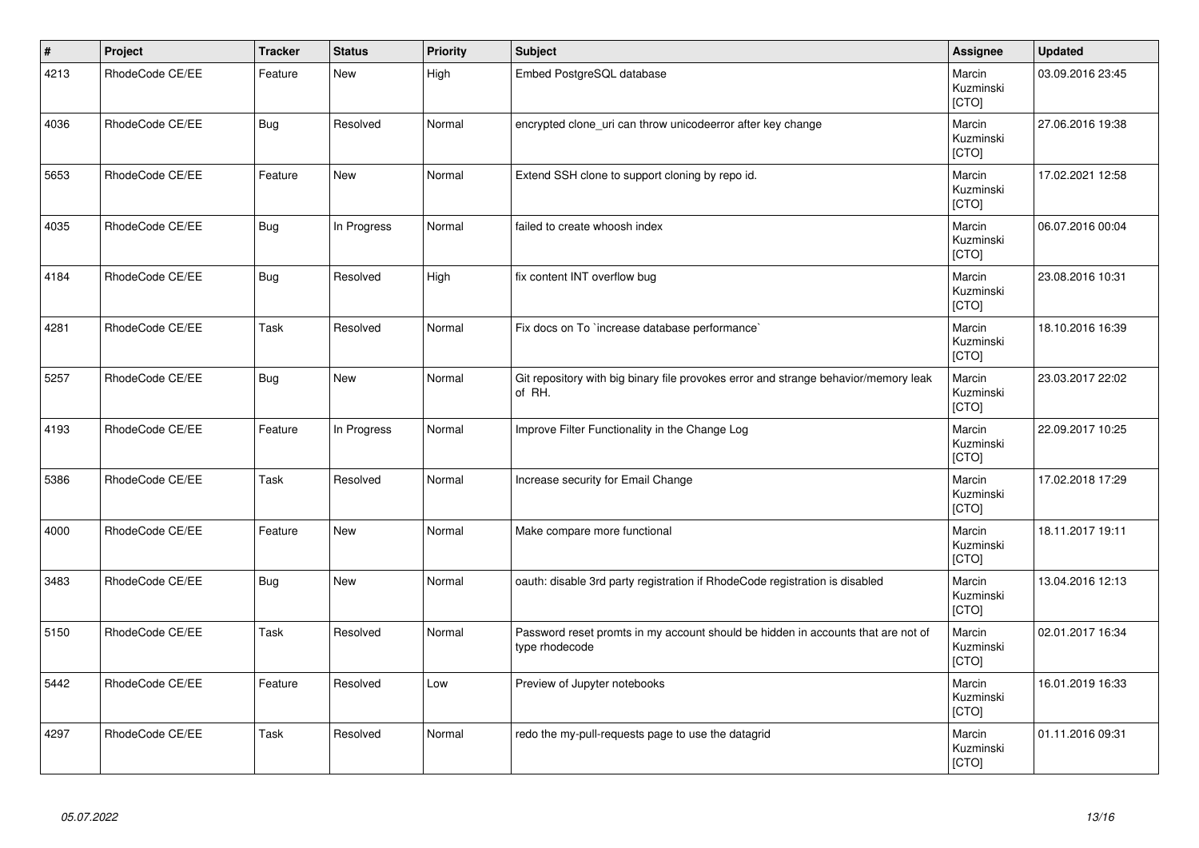| # | Project | Tracker | Status | Priority | Subject | Assignee | Updated |
|---|---|---|---|---|---|---|---|
| 4213 | RhodeCode CE/EE | Feature | New | High | Embed PostgreSQL database | Marcin Kuzminski [CTO] | 03.09.2016 23:45 |
| 4036 | RhodeCode CE/EE | Bug | Resolved | Normal | encrypted clone_uri can throw unicodeerror after key change | Marcin Kuzminski [CTO] | 27.06.2016 19:38 |
| 5653 | RhodeCode CE/EE | Feature | New | Normal | Extend SSH clone to support cloning by repo id. | Marcin Kuzminski [CTO] | 17.02.2021 12:58 |
| 4035 | RhodeCode CE/EE | Bug | In Progress | Normal | failed to create whoosh index | Marcin Kuzminski [CTO] | 06.07.2016 00:04 |
| 4184 | RhodeCode CE/EE | Bug | Resolved | High | fix content INT overflow bug | Marcin Kuzminski [CTO] | 23.08.2016 10:31 |
| 4281 | RhodeCode CE/EE | Task | Resolved | Normal | Fix docs on To `increase database performance` | Marcin Kuzminski [CTO] | 18.10.2016 16:39 |
| 5257 | RhodeCode CE/EE | Bug | New | Normal | Git repository with big binary file provokes error and strange behavior/memory leak of RH. | Marcin Kuzminski [CTO] | 23.03.2017 22:02 |
| 4193 | RhodeCode CE/EE | Feature | In Progress | Normal | Improve Filter Functionality in the Change Log | Marcin Kuzminski [CTO] | 22.09.2017 10:25 |
| 5386 | RhodeCode CE/EE | Task | Resolved | Normal | Increase security for Email Change | Marcin Kuzminski [CTO] | 17.02.2018 17:29 |
| 4000 | RhodeCode CE/EE | Feature | New | Normal | Make compare more functional | Marcin Kuzminski [CTO] | 18.11.2017 19:11 |
| 3483 | RhodeCode CE/EE | Bug | New | Normal | oauth: disable 3rd party registration if RhodeCode registration is disabled | Marcin Kuzminski [CTO] | 13.04.2016 12:13 |
| 5150 | RhodeCode CE/EE | Task | Resolved | Normal | Password reset promts in my account should be hidden in accounts that are not of type rhodecode | Marcin Kuzminski [CTO] | 02.01.2017 16:34 |
| 5442 | RhodeCode CE/EE | Feature | Resolved | Low | Preview of Jupyter notebooks | Marcin Kuzminski [CTO] | 16.01.2019 16:33 |
| 4297 | RhodeCode CE/EE | Task | Resolved | Normal | redo the my-pull-requests page to use the datagrid | Marcin Kuzminski [CTO] | 01.11.2016 09:31 |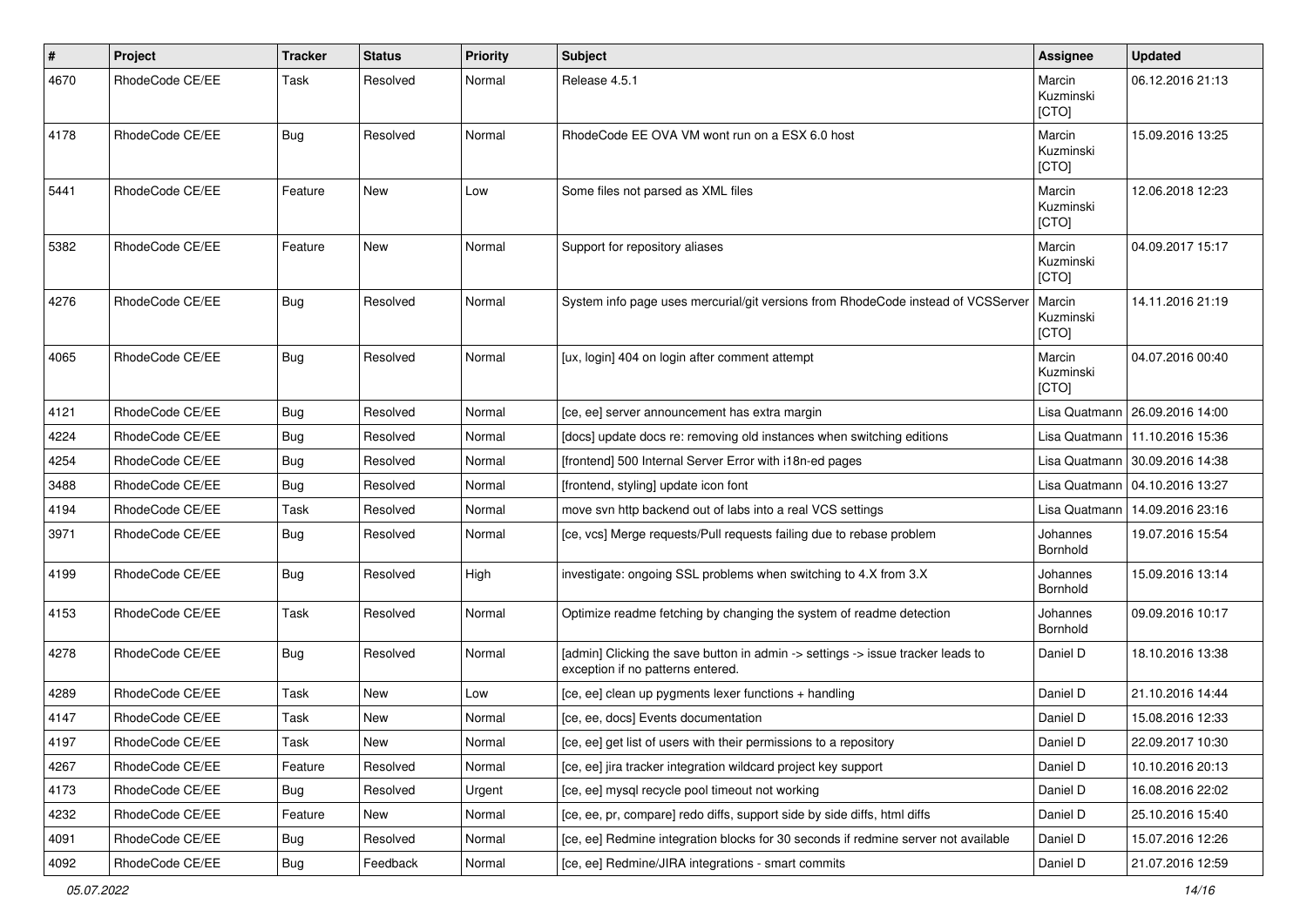| # | Project | Tracker | Status | Priority | Subject | Assignee | Updated |
|---|---|---|---|---|---|---|---|
| 4670 | RhodeCode CE/EE | Task | Resolved | Normal | Release 4.5.1 | Marcin Kuzminski [CTO] | 06.12.2016 21:13 |
| 4178 | RhodeCode CE/EE | Bug | Resolved | Normal | RhodeCode EE OVA VM wont run on a ESX 6.0 host | Marcin Kuzminski [CTO] | 15.09.2016 13:25 |
| 5441 | RhodeCode CE/EE | Feature | New | Low | Some files not parsed as XML files | Marcin Kuzminski [CTO] | 12.06.2018 12:23 |
| 5382 | RhodeCode CE/EE | Feature | New | Normal | Support for repository aliases | Marcin Kuzminski [CTO] | 04.09.2017 15:17 |
| 4276 | RhodeCode CE/EE | Bug | Resolved | Normal | System info page uses mercurial/git versions from RhodeCode instead of VCSServer | Marcin Kuzminski [CTO] | 14.11.2016 21:19 |
| 4065 | RhodeCode CE/EE | Bug | Resolved | Normal | [ux, login] 404 on login after comment attempt | Marcin Kuzminski [CTO] | 04.07.2016 00:40 |
| 4121 | RhodeCode CE/EE | Bug | Resolved | Normal | [ce, ee] server announcement has extra margin | Lisa Quatmann | 26.09.2016 14:00 |
| 4224 | RhodeCode CE/EE | Bug | Resolved | Normal | [docs] update docs re: removing old instances when switching editions | Lisa Quatmann | 11.10.2016 15:36 |
| 4254 | RhodeCode CE/EE | Bug | Resolved | Normal | [frontend] 500 Internal Server Error with i18n-ed pages | Lisa Quatmann | 30.09.2016 14:38 |
| 3488 | RhodeCode CE/EE | Bug | Resolved | Normal | [frontend, styling] update icon font | Lisa Quatmann | 04.10.2016 13:27 |
| 4194 | RhodeCode CE/EE | Task | Resolved | Normal | move svn http backend out of labs into a real VCS settings | Lisa Quatmann | 14.09.2016 23:16 |
| 3971 | RhodeCode CE/EE | Bug | Resolved | Normal | [ce, vcs] Merge requests/Pull requests failing due to rebase problem | Johannes Bornhold | 19.07.2016 15:54 |
| 4199 | RhodeCode CE/EE | Bug | Resolved | High | investigate: ongoing SSL problems when switching to 4.X from 3.X | Johannes Bornhold | 15.09.2016 13:14 |
| 4153 | RhodeCode CE/EE | Task | Resolved | Normal | Optimize readme fetching by changing the system of readme detection | Johannes Bornhold | 09.09.2016 10:17 |
| 4278 | RhodeCode CE/EE | Bug | Resolved | Normal | [admin] Clicking the save button in admin -> settings -> issue tracker leads to exception if no patterns entered. | Daniel D | 18.10.2016 13:38 |
| 4289 | RhodeCode CE/EE | Task | New | Low | [ce, ee] clean up pygments lexer functions + handling | Daniel D | 21.10.2016 14:44 |
| 4147 | RhodeCode CE/EE | Task | New | Normal | [ce, ee, docs] Events documentation | Daniel D | 15.08.2016 12:33 |
| 4197 | RhodeCode CE/EE | Task | New | Normal | [ce, ee] get list of users with their permissions to a repository | Daniel D | 22.09.2017 10:30 |
| 4267 | RhodeCode CE/EE | Feature | Resolved | Normal | [ce, ee] jira tracker integration wildcard project key support | Daniel D | 10.10.2016 20:13 |
| 4173 | RhodeCode CE/EE | Bug | Resolved | Urgent | [ce, ee] mysql recycle pool timeout not working | Daniel D | 16.08.2016 22:02 |
| 4232 | RhodeCode CE/EE | Feature | New | Normal | [ce, ee, pr, compare] redo diffs, support side by side diffs, html diffs | Daniel D | 25.10.2016 15:40 |
| 4091 | RhodeCode CE/EE | Bug | Resolved | Normal | [ce, ee] Redmine integration blocks for 30 seconds if redmine server not available | Daniel D | 15.07.2016 12:26 |
| 4092 | RhodeCode CE/EE | Bug | Feedback | Normal | [ce, ee] Redmine/JIRA integrations - smart commits | Daniel D | 21.07.2016 12:59 |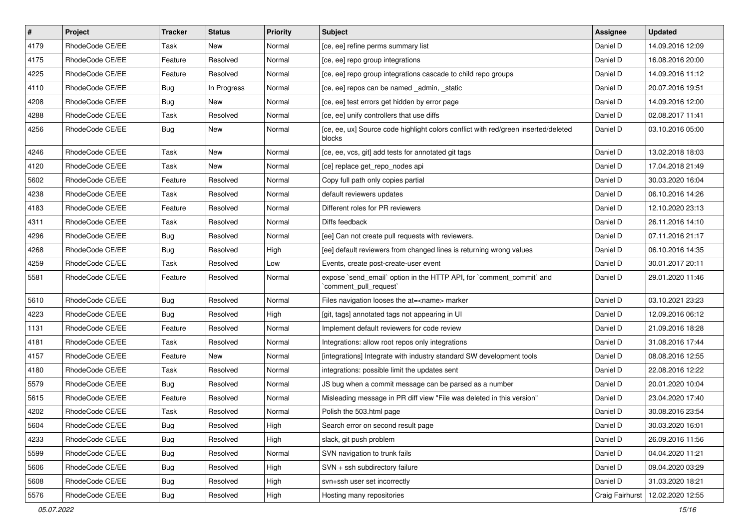| # | Project | Tracker | Status | Priority | Subject | Assignee | Updated |
|---|---|---|---|---|---|---|---|
| 4179 | RhodeCode CE/EE | Task | New | Normal | [ce, ee] refine perms summary list | Daniel D | 14.09.2016 12:09 |
| 4175 | RhodeCode CE/EE | Feature | Resolved | Normal | [ce, ee] repo group integrations | Daniel D | 16.08.2016 20:00 |
| 4225 | RhodeCode CE/EE | Feature | Resolved | Normal | [ce, ee] repo group integrations cascade to child repo groups | Daniel D | 14.09.2016 11:12 |
| 4110 | RhodeCode CE/EE | Bug | In Progress | Normal | [ce, ee] repos can be named _admin, _static | Daniel D | 20.07.2016 19:51 |
| 4208 | RhodeCode CE/EE | Bug | New | Normal | [ce, ee] test errors get hidden by error page | Daniel D | 14.09.2016 12:00 |
| 4288 | RhodeCode CE/EE | Task | Resolved | Normal | [ce, ee] unify controllers that use diffs | Daniel D | 02.08.2017 11:41 |
| 4256 | RhodeCode CE/EE | Bug | New | Normal | [ce, ee, ux] Source code highlight colors conflict with red/green inserted/deleted blocks | Daniel D | 03.10.2016 05:00 |
| 4246 | RhodeCode CE/EE | Task | New | Normal | [ce, ee, vcs, git] add tests for annotated git tags | Daniel D | 13.02.2018 18:03 |
| 4120 | RhodeCode CE/EE | Task | New | Normal | [ce] replace get_repo_nodes api | Daniel D | 17.04.2018 21:49 |
| 5602 | RhodeCode CE/EE | Feature | Resolved | Normal | Copy full path only copies partial | Daniel D | 30.03.2020 16:04 |
| 4238 | RhodeCode CE/EE | Task | Resolved | Normal | default reviewers updates | Daniel D | 06.10.2016 14:26 |
| 4183 | RhodeCode CE/EE | Feature | Resolved | Normal | Different roles for PR reviewers | Daniel D | 12.10.2020 23:13 |
| 4311 | RhodeCode CE/EE | Task | Resolved | Normal | Diffs feedback | Daniel D | 26.11.2016 14:10 |
| 4296 | RhodeCode CE/EE | Bug | Resolved | Normal | [ee] Can not create pull requests with reviewers. | Daniel D | 07.11.2016 21:17 |
| 4268 | RhodeCode CE/EE | Bug | Resolved | High | [ee] default reviewers from changed lines is returning wrong values | Daniel D | 06.10.2016 14:35 |
| 4259 | RhodeCode CE/EE | Task | Resolved | Low | Events, create post-create-user event | Daniel D | 30.01.2017 20:11 |
| 5581 | RhodeCode CE/EE | Feature | Resolved | Normal | expose `send_email` option in the HTTP API, for `comment_commit` and `comment_pull_request` | Daniel D | 29.01.2020 11:46 |
| 5610 | RhodeCode CE/EE | Bug | Resolved | Normal | Files navigation looses the at=<name> marker | Daniel D | 03.10.2021 23:23 |
| 4223 | RhodeCode CE/EE | Bug | Resolved | High | [git, tags] annotated tags not appearing in UI | Daniel D | 12.09.2016 06:12 |
| 1131 | RhodeCode CE/EE | Feature | Resolved | Normal | Implement default reviewers for code review | Daniel D | 21.09.2016 18:28 |
| 4181 | RhodeCode CE/EE | Task | Resolved | Normal | Integrations: allow root repos only integrations | Daniel D | 31.08.2016 17:44 |
| 4157 | RhodeCode CE/EE | Feature | New | Normal | [integrations] Integrate with industry standard SW development tools | Daniel D | 08.08.2016 12:55 |
| 4180 | RhodeCode CE/EE | Task | Resolved | Normal | integrations: possible limit the updates sent | Daniel D | 22.08.2016 12:22 |
| 5579 | RhodeCode CE/EE | Bug | Resolved | Normal | JS bug when a commit message can be parsed as a number | Daniel D | 20.01.2020 10:04 |
| 5615 | RhodeCode CE/EE | Feature | Resolved | Normal | Misleading message in PR diff view "File was deleted in this version" | Daniel D | 23.04.2020 17:40 |
| 4202 | RhodeCode CE/EE | Task | Resolved | Normal | Polish the 503.html page | Daniel D | 30.08.2016 23:54 |
| 5604 | RhodeCode CE/EE | Bug | Resolved | High | Search error on second result page | Daniel D | 30.03.2020 16:01 |
| 4233 | RhodeCode CE/EE | Bug | Resolved | High | slack, git push problem | Daniel D | 26.09.2016 11:56 |
| 5599 | RhodeCode CE/EE | Bug | Resolved | Normal | SVN navigation to trunk fails | Daniel D | 04.04.2020 11:21 |
| 5606 | RhodeCode CE/EE | Bug | Resolved | High | SVN + ssh subdirectory failure | Daniel D | 09.04.2020 03:29 |
| 5608 | RhodeCode CE/EE | Bug | Resolved | High | svn+ssh user set incorrectly | Daniel D | 31.03.2020 18:21 |
| 5576 | RhodeCode CE/EE | Bug | Resolved | High | Hosting many repositories | Craig Fairhurst | 12.02.2020 12:55 |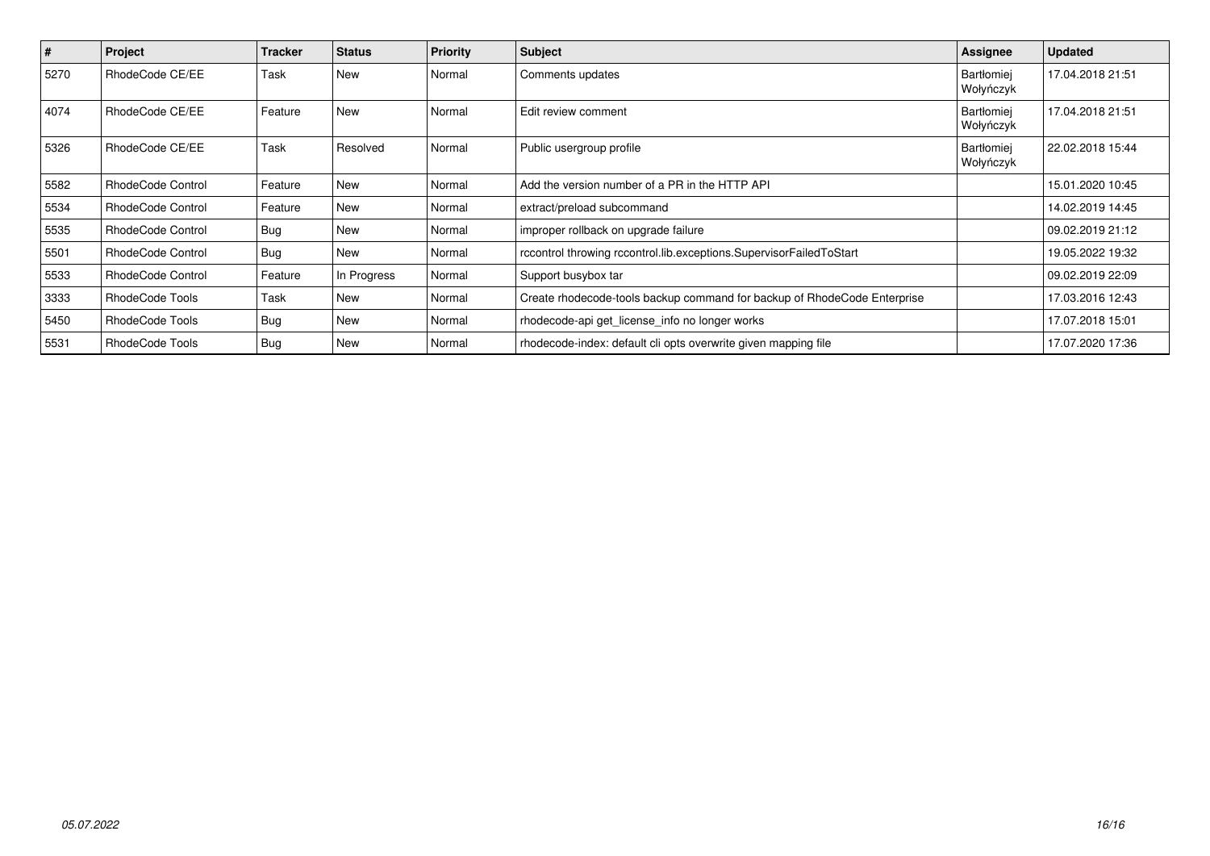| # | Project | Tracker | Status | Priority | Subject | Assignee | Updated |
|---|---|---|---|---|---|---|---|
| 5270 | RhodeCode CE/EE | Task | New | Normal | Comments updates | Bartłomiej Wołyńczyk | 17.04.2018 21:51 |
| 4074 | RhodeCode CE/EE | Feature | New | Normal | Edit review comment | Bartłomiej Wołyńczyk | 17.04.2018 21:51 |
| 5326 | RhodeCode CE/EE | Task | Resolved | Normal | Public usergroup profile | Bartłomiej Wołyńczyk | 22.02.2018 15:44 |
| 5582 | RhodeCode Control | Feature | New | Normal | Add the version number of a PR in the HTTP API | | 15.01.2020 10:45 |
| 5534 | RhodeCode Control | Feature | New | Normal | extract/preload subcommand | | 14.02.2019 14:45 |
| 5535 | RhodeCode Control | Bug | New | Normal | improper rollback on upgrade failure | | 09.02.2019 21:12 |
| 5501 | RhodeCode Control | Bug | New | Normal | rccontrol throwing rccontrol.lib.exceptions.SupervisorFailedToStart | | 19.05.2022 19:32 |
| 5533 | RhodeCode Control | Feature | In Progress | Normal | Support busybox tar | | 09.02.2019 22:09 |
| 3333 | RhodeCode Tools | Task | New | Normal | Create rhodecode-tools backup command for backup of RhodeCode Enterprise | | 17.03.2016 12:43 |
| 5450 | RhodeCode Tools | Bug | New | Normal | rhodecode-api get_license_info no longer works | | 17.07.2018 15:01 |
| 5531 | RhodeCode Tools | Bug | New | Normal | rhodecode-index: default cli opts overwrite given mapping file | | 17.07.2020 17:36 |